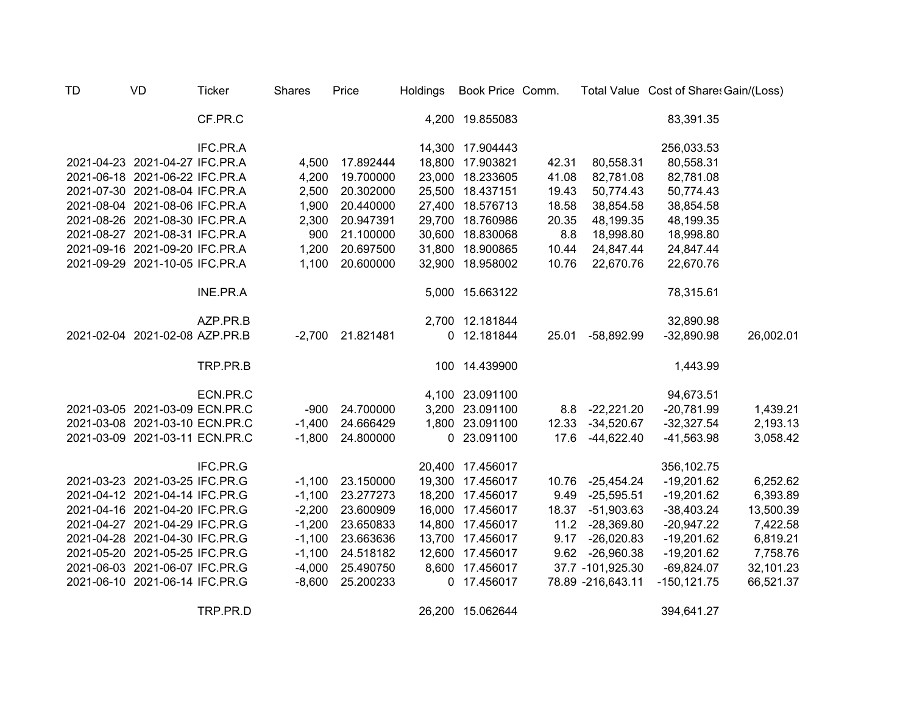| TD | VD | Ticker | Shares | Price | Holdings | Book Price | Comm. | Total Value | Cost of Shares | Gain/(Loss) |
|---|---|---|---|---|---|---|---|---|---|---|
| | | CF.PR.C | | | 4,200 | 19.855083 | | | 83,391.35 | |
| | | | | | | | | | | |
| | | IFC.PR.A | | | 14,300 | 17.904443 | | | 256,033.53 | |
| 2021-04-23 | 2021-04-27 | IFC.PR.A | 4,500 | 17.892444 | 18,800 | 17.903821 | 42.31 | 80,558.31 | 80,558.31 | |
| 2021-06-18 | 2021-06-22 | IFC.PR.A | 4,200 | 19.700000 | 23,000 | 18.233605 | 41.08 | 82,781.08 | 82,781.08 | |
| 2021-07-30 | 2021-08-04 | IFC.PR.A | 2,500 | 20.302000 | 25,500 | 18.437151 | 19.43 | 50,774.43 | 50,774.43 | |
| 2021-08-04 | 2021-08-06 | IFC.PR.A | 1,900 | 20.440000 | 27,400 | 18.576713 | 18.58 | 38,854.58 | 38,854.58 | |
| 2021-08-26 | 2021-08-30 | IFC.PR.A | 2,300 | 20.947391 | 29,700 | 18.760986 | 20.35 | 48,199.35 | 48,199.35 | |
| 2021-08-27 | 2021-08-31 | IFC.PR.A | 900 | 21.100000 | 30,600 | 18.830068 | 8.8 | 18,998.80 | 18,998.80 | |
| 2021-09-16 | 2021-09-20 | IFC.PR.A | 1,200 | 20.697500 | 31,800 | 18.900865 | 10.44 | 24,847.44 | 24,847.44 | |
| 2021-09-29 | 2021-10-05 | IFC.PR.A | 1,100 | 20.600000 | 32,900 | 18.958002 | 10.76 | 22,670.76 | 22,670.76 | |
| | | | | | | | | | | |
| | | INE.PR.A | | | 5,000 | 15.663122 | | | 78,315.61 | |
| | | | | | | | | | | |
| | | AZP.PR.B | | | 2,700 | 12.181844 | | | 32,890.98 | |
| 2021-02-04 | 2021-02-08 | AZP.PR.B | -2,700 | 21.821481 | 0 | 12.181844 | 25.01 | -58,892.99 | -32,890.98 | 26,002.01 |
| | | | | | | | | | | |
| | | TRP.PR.B | | | 100 | 14.439900 | | | 1,443.99 | |
| | | | | | | | | | | |
| | | ECN.PR.C | | | 4,100 | 23.091100 | | | 94,673.51 | |
| 2021-03-05 | 2021-03-09 | ECN.PR.C | -900 | 24.700000 | 3,200 | 23.091100 | 8.8 | -22,221.20 | -20,781.99 | 1,439.21 |
| 2021-03-08 | 2021-03-10 | ECN.PR.C | -1,400 | 24.666429 | 1,800 | 23.091100 | 12.33 | -34,520.67 | -32,327.54 | 2,193.13 |
| 2021-03-09 | 2021-03-11 | ECN.PR.C | -1,800 | 24.800000 | 0 | 23.091100 | 17.6 | -44,622.40 | -41,563.98 | 3,058.42 |
| | | | | | | | | | | |
| | | IFC.PR.G | | | 20,400 | 17.456017 | | | 356,102.75 | |
| 2021-03-23 | 2021-03-25 | IFC.PR.G | -1,100 | 23.150000 | 19,300 | 17.456017 | 10.76 | -25,454.24 | -19,201.62 | 6,252.62 |
| 2021-04-12 | 2021-04-14 | IFC.PR.G | -1,100 | 23.277273 | 18,200 | 17.456017 | 9.49 | -25,595.51 | -19,201.62 | 6,393.89 |
| 2021-04-16 | 2021-04-20 | IFC.PR.G | -2,200 | 23.600909 | 16,000 | 17.456017 | 18.37 | -51,903.63 | -38,403.24 | 13,500.39 |
| 2021-04-27 | 2021-04-29 | IFC.PR.G | -1,200 | 23.650833 | 14,800 | 17.456017 | 11.2 | -28,369.80 | -20,947.22 | 7,422.58 |
| 2021-04-28 | 2021-04-30 | IFC.PR.G | -1,100 | 23.663636 | 13,700 | 17.456017 | 9.17 | -26,020.83 | -19,201.62 | 6,819.21 |
| 2021-05-20 | 2021-05-25 | IFC.PR.G | -1,100 | 24.518182 | 12,600 | 17.456017 | 9.62 | -26,960.38 | -19,201.62 | 7,758.76 |
| 2021-06-03 | 2021-06-07 | IFC.PR.G | -4,000 | 25.490750 | 8,600 | 17.456017 | 37.7 | -101,925.30 | -69,824.07 | 32,101.23 |
| 2021-06-10 | 2021-06-14 | IFC.PR.G | -8,600 | 25.200233 | 0 | 17.456017 | 78.89 | -216,643.11 | -150,121.75 | 66,521.37 |
| | | | | | | | | | | |
| | | TRP.PR.D | | | 26,200 | 15.062644 | | | 394,641.27 | |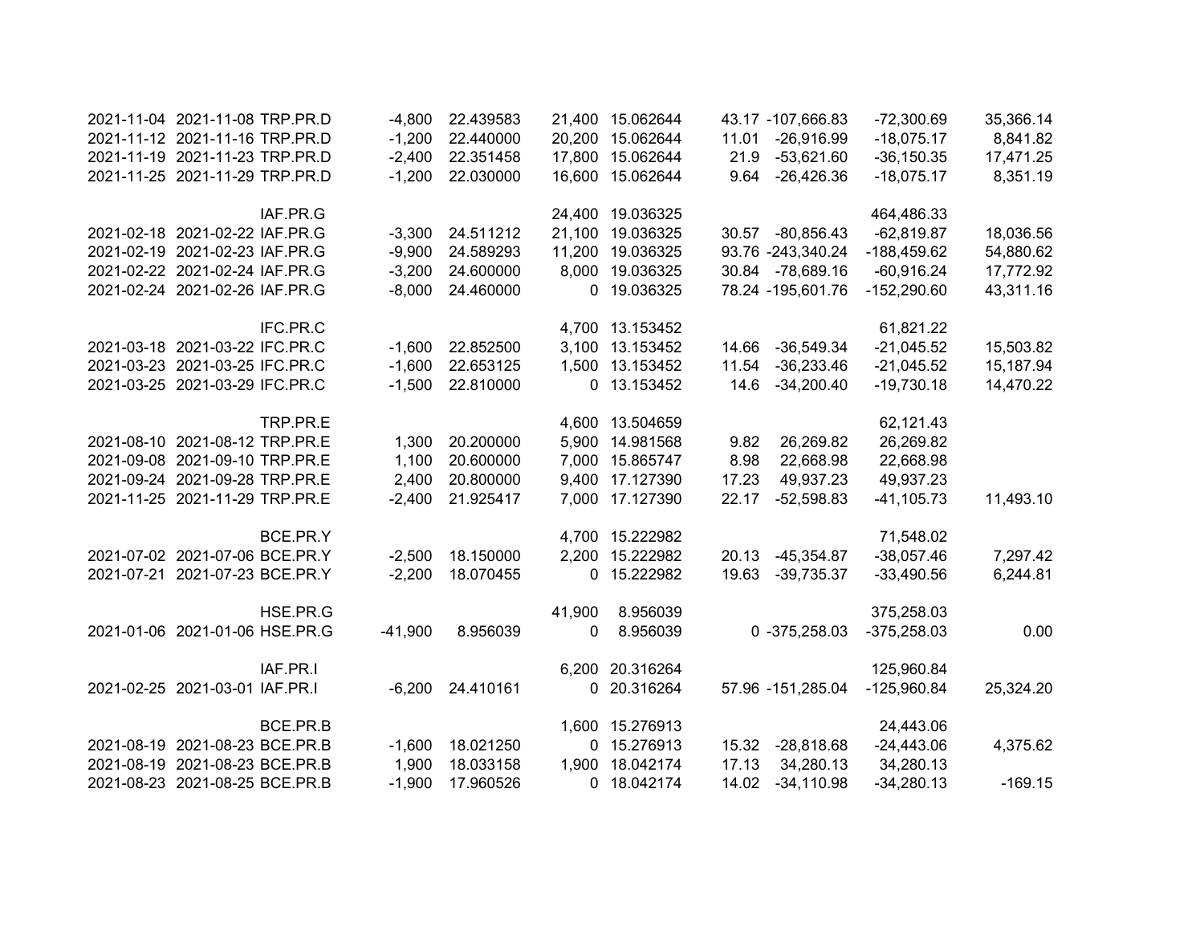| | | | | | | | | | | |
|---|---|---|---|---|---|---|---|---|---|---|
| 2021-11-04 | 2021-11-08 | TRP.PR.D | -4,800 | 22.439583 | 21,400 | 15.062644 | 43.17 | -107,666.83 | -72,300.69 | 35,366.14 |
| 2021-11-12 | 2021-11-16 | TRP.PR.D | -1,200 | 22.440000 | 20,200 | 15.062644 | 11.01 | -26,916.99 | -18,075.17 | 8,841.82 |
| 2021-11-19 | 2021-11-23 | TRP.PR.D | -2,400 | 22.351458 | 17,800 | 15.062644 | 21.9 | -53,621.60 | -36,150.35 | 17,471.25 |
| 2021-11-25 | 2021-11-29 | TRP.PR.D | -1,200 | 22.030000 | 16,600 | 15.062644 | 9.64 | -26,426.36 | -18,075.17 | 8,351.19 |
| | | | | | | | | | | |
| | | IAF.PR.G | | | 24,400 | 19.036325 | | | 464,486.33 | |
| 2021-02-18 | 2021-02-22 | IAF.PR.G | -3,300 | 24.511212 | 21,100 | 19.036325 | 30.57 | -80,856.43 | -62,819.87 | 18,036.56 |
| 2021-02-19 | 2021-02-23 | IAF.PR.G | -9,900 | 24.589293 | 11,200 | 19.036325 | 93.76 | -243,340.24 | -188,459.62 | 54,880.62 |
| 2021-02-22 | 2021-02-24 | IAF.PR.G | -3,200 | 24.600000 | 8,000 | 19.036325 | 30.84 | -78,689.16 | -60,916.24 | 17,772.92 |
| 2021-02-24 | 2021-02-26 | IAF.PR.G | -8,000 | 24.460000 | 0 | 19.036325 | 78.24 | -195,601.76 | -152,290.60 | 43,311.16 |
| | | | | | | | | | | |
| | | IFC.PR.C | | | 4,700 | 13.153452 | | | 61,821.22 | |
| 2021-03-18 | 2021-03-22 | IFC.PR.C | -1,600 | 22.852500 | 3,100 | 13.153452 | 14.66 | -36,549.34 | -21,045.52 | 15,503.82 |
| 2021-03-23 | 2021-03-25 | IFC.PR.C | -1,600 | 22.653125 | 1,500 | 13.153452 | 11.54 | -36,233.46 | -21,045.52 | 15,187.94 |
| 2021-03-25 | 2021-03-29 | IFC.PR.C | -1,500 | 22.810000 | 0 | 13.153452 | 14.6 | -34,200.40 | -19,730.18 | 14,470.22 |
| | | | | | | | | | | |
| | | TRP.PR.E | | | 4,600 | 13.504659 | | | 62,121.43 | |
| 2021-08-10 | 2021-08-12 | TRP.PR.E | 1,300 | 20.200000 | 5,900 | 14.981568 | 9.82 | 26,269.82 | 26,269.82 | |
| 2021-09-08 | 2021-09-10 | TRP.PR.E | 1,100 | 20.600000 | 7,000 | 15.865747 | 8.98 | 22,668.98 | 22,668.98 | |
| 2021-09-24 | 2021-09-28 | TRP.PR.E | 2,400 | 20.800000 | 9,400 | 17.127390 | 17.23 | 49,937.23 | 49,937.23 | |
| 2021-11-25 | 2021-11-29 | TRP.PR.E | -2,400 | 21.925417 | 7,000 | 17.127390 | 22.17 | -52,598.83 | -41,105.73 | 11,493.10 |
| | | | | | | | | | | |
| | | BCE.PR.Y | | | 4,700 | 15.222982 | | | 71,548.02 | |
| 2021-07-02 | 2021-07-06 | BCE.PR.Y | -2,500 | 18.150000 | 2,200 | 15.222982 | 20.13 | -45,354.87 | -38,057.46 | 7,297.42 |
| 2021-07-21 | 2021-07-23 | BCE.PR.Y | -2,200 | 18.070455 | 0 | 15.222982 | 19.63 | -39,735.37 | -33,490.56 | 6,244.81 |
| | | | | | | | | | | |
| | | HSE.PR.G | | | 41,900 | 8.956039 | | | 375,258.03 | |
| 2021-01-06 | 2021-01-06 | HSE.PR.G | -41,900 | 8.956039 | 0 | 8.956039 | 0 | -375,258.03 | -375,258.03 | 0.00 |
| | | | | | | | | | | |
| | | IAF.PR.I | | | 6,200 | 20.316264 | | | 125,960.84 | |
| 2021-02-25 | 2021-03-01 | IAF.PR.I | -6,200 | 24.410161 | 0 | 20.316264 | 57.96 | -151,285.04 | -125,960.84 | 25,324.20 |
| | | | | | | | | | | |
| | | BCE.PR.B | | | 1,600 | 15.276913 | | | 24,443.06 | |
| 2021-08-19 | 2021-08-23 | BCE.PR.B | -1,600 | 18.021250 | 0 | 15.276913 | 15.32 | -28,818.68 | -24,443.06 | 4,375.62 |
| 2021-08-19 | 2021-08-23 | BCE.PR.B | 1,900 | 18.033158 | 1,900 | 18.042174 | 17.13 | 34,280.13 | 34,280.13 | |
| 2021-08-23 | 2021-08-25 | BCE.PR.B | -1,900 | 17.960526 | 0 | 18.042174 | 14.02 | -34,110.98 | -34,280.13 | -169.15 |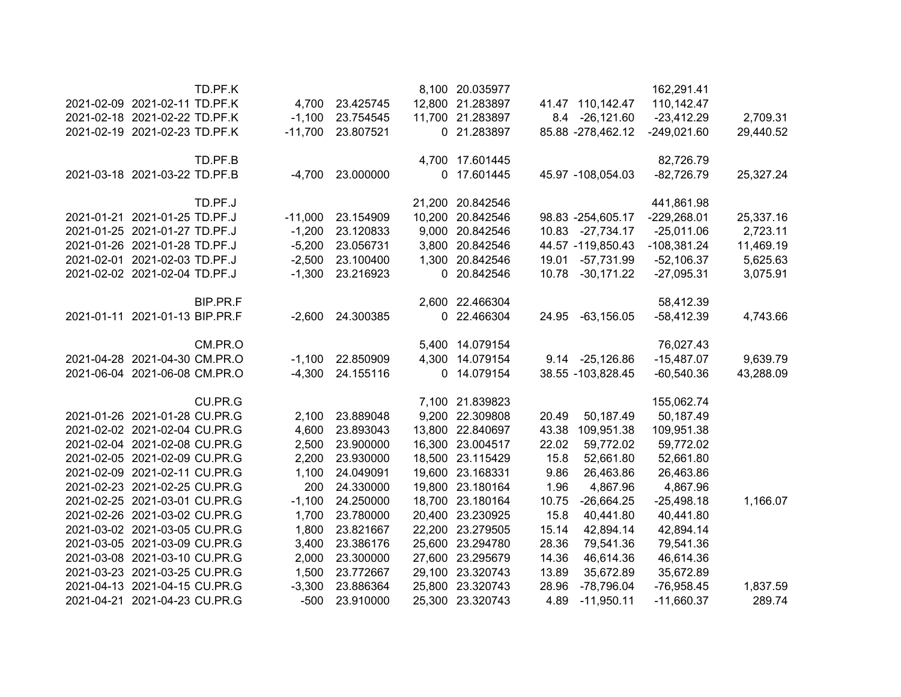| | | | | | | | | | | |
|---|---|---|---|---|---|---|---|---|---|---|
| | | TD.PF.K | | | 8,100 | 20.035977 | | | 162,291.41 | |
| 2021-02-09 | 2021-02-11 | TD.PF.K | 4,700 | 23.425745 | 12,800 | 21.283897 | 41.47 | 110,142.47 | 110,142.47 | |
| 2021-02-18 | 2021-02-22 | TD.PF.K | -1,100 | 23.754545 | 11,700 | 21.283897 | 8.4 | -26,121.60 | -23,412.29 | 2,709.31 |
| 2021-02-19 | 2021-02-23 | TD.PF.K | -11,700 | 23.807521 | 0 | 21.283897 | 85.88 | -278,462.12 | -249,021.60 | 29,440.52 |
| | | | | | | | | | | |
| | | TD.PF.B | | | 4,700 | 17.601445 | | | 82,726.79 | |
| 2021-03-18 | 2021-03-22 | TD.PF.B | -4,700 | 23.000000 | 0 | 17.601445 | 45.97 | -108,054.03 | -82,726.79 | 25,327.24 |
| | | | | | | | | | | |
| | | TD.PF.J | | | 21,200 | 20.842546 | | | 441,861.98 | |
| 2021-01-21 | 2021-01-25 | TD.PF.J | -11,000 | 23.154909 | 10,200 | 20.842546 | 98.83 | -254,605.17 | -229,268.01 | 25,337.16 |
| 2021-01-25 | 2021-01-27 | TD.PF.J | -1,200 | 23.120833 | 9,000 | 20.842546 | 10.83 | -27,734.17 | -25,011.06 | 2,723.11 |
| 2021-01-26 | 2021-01-28 | TD.PF.J | -5,200 | 23.056731 | 3,800 | 20.842546 | 44.57 | -119,850.43 | -108,381.24 | 11,469.19 |
| 2021-02-01 | 2021-02-03 | TD.PF.J | -2,500 | 23.100400 | 1,300 | 20.842546 | 19.01 | -57,731.99 | -52,106.37 | 5,625.63 |
| 2021-02-02 | 2021-02-04 | TD.PF.J | -1,300 | 23.216923 | 0 | 20.842546 | 10.78 | -30,171.22 | -27,095.31 | 3,075.91 |
| | | | | | | | | | | |
| | | BIP.PR.F | | | 2,600 | 22.466304 | | | 58,412.39 | |
| 2021-01-11 | 2021-01-13 | BIP.PR.F | -2,600 | 24.300385 | 0 | 22.466304 | 24.95 | -63,156.05 | -58,412.39 | 4,743.66 |
| | | | | | | | | | | |
| | | CM.PR.O | | | 5,400 | 14.079154 | | | 76,027.43 | |
| 2021-04-28 | 2021-04-30 | CM.PR.O | -1,100 | 22.850909 | 4,300 | 14.079154 | 9.14 | -25,126.86 | -15,487.07 | 9,639.79 |
| 2021-06-04 | 2021-06-08 | CM.PR.O | -4,300 | 24.155116 | 0 | 14.079154 | 38.55 | -103,828.45 | -60,540.36 | 43,288.09 |
| | | | | | | | | | | |
| | | CU.PR.G | | | 7,100 | 21.839823 | | | 155,062.74 | |
| 2021-01-26 | 2021-01-28 | CU.PR.G | 2,100 | 23.889048 | 9,200 | 22.309808 | 20.49 | 50,187.49 | 50,187.49 | |
| 2021-02-02 | 2021-02-04 | CU.PR.G | 4,600 | 23.893043 | 13,800 | 22.840697 | 43.38 | 109,951.38 | 109,951.38 | |
| 2021-02-04 | 2021-02-08 | CU.PR.G | 2,500 | 23.900000 | 16,300 | 23.004517 | 22.02 | 59,772.02 | 59,772.02 | |
| 2021-02-05 | 2021-02-09 | CU.PR.G | 2,200 | 23.930000 | 18,500 | 23.115429 | 15.8 | 52,661.80 | 52,661.80 | |
| 2021-02-09 | 2021-02-11 | CU.PR.G | 1,100 | 24.049091 | 19,600 | 23.168331 | 9.86 | 26,463.86 | 26,463.86 | |
| 2021-02-23 | 2021-02-25 | CU.PR.G | 200 | 24.330000 | 19,800 | 23.180164 | 1.96 | 4,867.96 | 4,867.96 | |
| 2021-02-25 | 2021-03-01 | CU.PR.G | -1,100 | 24.250000 | 18,700 | 23.180164 | 10.75 | -26,664.25 | -25,498.18 | 1,166.07 |
| 2021-02-26 | 2021-03-02 | CU.PR.G | 1,700 | 23.780000 | 20,400 | 23.230925 | 15.8 | 40,441.80 | 40,441.80 | |
| 2021-03-02 | 2021-03-05 | CU.PR.G | 1,800 | 23.821667 | 22,200 | 23.279505 | 15.14 | 42,894.14 | 42,894.14 | |
| 2021-03-05 | 2021-03-09 | CU.PR.G | 3,400 | 23.386176 | 25,600 | 23.294780 | 28.36 | 79,541.36 | 79,541.36 | |
| 2021-03-08 | 2021-03-10 | CU.PR.G | 2,000 | 23.300000 | 27,600 | 23.295679 | 14.36 | 46,614.36 | 46,614.36 | |
| 2021-03-23 | 2021-03-25 | CU.PR.G | 1,500 | 23.772667 | 29,100 | 23.320743 | 13.89 | 35,672.89 | 35,672.89 | |
| 2021-04-13 | 2021-04-15 | CU.PR.G | -3,300 | 23.886364 | 25,800 | 23.320743 | 28.96 | -78,796.04 | -76,958.45 | 1,837.59 |
| 2021-04-21 | 2021-04-23 | CU.PR.G | -500 | 23.910000 | 25,300 | 23.320743 | 4.89 | -11,950.11 | -11,660.37 | 289.74 |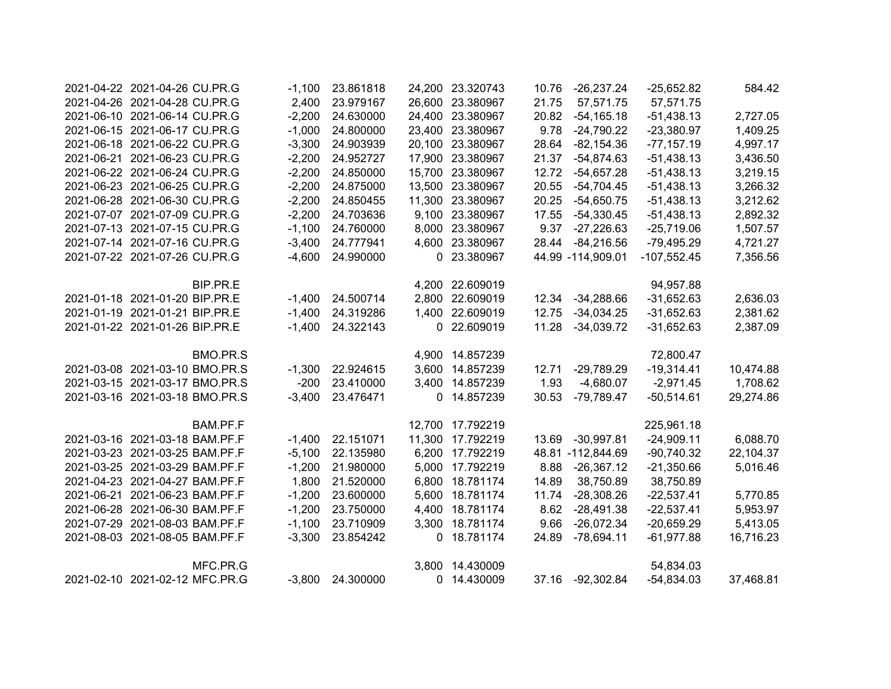| | | | | | | | | | | |
|---|---|---|---|---|---|---|---|---|---|---|
| 2021-04-22 | 2021-04-26 | CU.PR.G | -1,100 | 23.861818 | 24,200 | 23.320743 | 10.76 | -26,237.24 | -25,652.82 | 584.42 |
| 2021-04-26 | 2021-04-28 | CU.PR.G | 2,400 | 23.979167 | 26,600 | 23.380967 | 21.75 | 57,571.75 | 57,571.75 | |
| 2021-06-10 | 2021-06-14 | CU.PR.G | -2,200 | 24.630000 | 24,400 | 23.380967 | 20.82 | -54,165.18 | -51,438.13 | 2,727.05 |
| 2021-06-15 | 2021-06-17 | CU.PR.G | -1,000 | 24.800000 | 23,400 | 23.380967 | 9.78 | -24,790.22 | -23,380.97 | 1,409.25 |
| 2021-06-18 | 2021-06-22 | CU.PR.G | -3,300 | 24.903939 | 20,100 | 23.380967 | 28.64 | -82,154.36 | -77,157.19 | 4,997.17 |
| 2021-06-21 | 2021-06-23 | CU.PR.G | -2,200 | 24.952727 | 17,900 | 23.380967 | 21.37 | -54,874.63 | -51,438.13 | 3,436.50 |
| 2021-06-22 | 2021-06-24 | CU.PR.G | -2,200 | 24.850000 | 15,700 | 23.380967 | 12.72 | -54,657.28 | -51,438.13 | 3,219.15 |
| 2021-06-23 | 2021-06-25 | CU.PR.G | -2,200 | 24.875000 | 13,500 | 23.380967 | 20.55 | -54,704.45 | -51,438.13 | 3,266.32 |
| 2021-06-28 | 2021-06-30 | CU.PR.G | -2,200 | 24.850455 | 11,300 | 23.380967 | 20.25 | -54,650.75 | -51,438.13 | 3,212.62 |
| 2021-07-07 | 2021-07-09 | CU.PR.G | -2,200 | 24.703636 | 9,100 | 23.380967 | 17.55 | -54,330.45 | -51,438.13 | 2,892.32 |
| 2021-07-13 | 2021-07-15 | CU.PR.G | -1,100 | 24.760000 | 8,000 | 23.380967 | 9.37 | -27,226.63 | -25,719.06 | 1,507.57 |
| 2021-07-14 | 2021-07-16 | CU.PR.G | -3,400 | 24.777941 | 4,600 | 23.380967 | 28.44 | -84,216.56 | -79,495.29 | 4,721.27 |
| 2021-07-22 | 2021-07-26 | CU.PR.G | -4,600 | 24.990000 | 0 | 23.380967 | 44.99 | -114,909.01 | -107,552.45 | 7,356.56 |
| | | | | | | | | | | |
| | | BIP.PR.E | | | 4,200 | 22.609019 | | | 94,957.88 | |
| 2021-01-18 | 2021-01-20 | BIP.PR.E | -1,400 | 24.500714 | 2,800 | 22.609019 | 12.34 | -34,288.66 | -31,652.63 | 2,636.03 |
| 2021-01-19 | 2021-01-21 | BIP.PR.E | -1,400 | 24.319286 | 1,400 | 22.609019 | 12.75 | -34,034.25 | -31,652.63 | 2,381.62 |
| 2021-01-22 | 2021-01-26 | BIP.PR.E | -1,400 | 24.322143 | 0 | 22.609019 | 11.28 | -34,039.72 | -31,652.63 | 2,387.09 |
| | | | | | | | | | | |
| | | BMO.PR.S | | | 4,900 | 14.857239 | | | 72,800.47 | |
| 2021-03-08 | 2021-03-10 | BMO.PR.S | -1,300 | 22.924615 | 3,600 | 14.857239 | 12.71 | -29,789.29 | -19,314.41 | 10,474.88 |
| 2021-03-15 | 2021-03-17 | BMO.PR.S | -200 | 23.410000 | 3,400 | 14.857239 | 1.93 | -4,680.07 | -2,971.45 | 1,708.62 |
| 2021-03-16 | 2021-03-18 | BMO.PR.S | -3,400 | 23.476471 | 0 | 14.857239 | 30.53 | -79,789.47 | -50,514.61 | 29,274.86 |
| | | | | | | | | | | |
| | | BAM.PF.F | | | 12,700 | 17.792219 | | | 225,961.18 | |
| 2021-03-16 | 2021-03-18 | BAM.PF.F | -1,400 | 22.151071 | 11,300 | 17.792219 | 13.69 | -30,997.81 | -24,909.11 | 6,088.70 |
| 2021-03-23 | 2021-03-25 | BAM.PF.F | -5,100 | 22.135980 | 6,200 | 17.792219 | 48.81 | -112,844.69 | -90,740.32 | 22,104.37 |
| 2021-03-25 | 2021-03-29 | BAM.PF.F | -1,200 | 21.980000 | 5,000 | 17.792219 | 8.88 | -26,367.12 | -21,350.66 | 5,016.46 |
| 2021-04-23 | 2021-04-27 | BAM.PF.F | 1,800 | 21.520000 | 6,800 | 18.781174 | 14.89 | 38,750.89 | 38,750.89 | |
| 2021-06-21 | 2021-06-23 | BAM.PF.F | -1,200 | 23.600000 | 5,600 | 18.781174 | 11.74 | -28,308.26 | -22,537.41 | 5,770.85 |
| 2021-06-28 | 2021-06-30 | BAM.PF.F | -1,200 | 23.750000 | 4,400 | 18.781174 | 8.62 | -28,491.38 | -22,537.41 | 5,953.97 |
| 2021-07-29 | 2021-08-03 | BAM.PF.F | -1,100 | 23.710909 | 3,300 | 18.781174 | 9.66 | -26,072.34 | -20,659.29 | 5,413.05 |
| 2021-08-03 | 2021-08-05 | BAM.PF.F | -3,300 | 23.854242 | 0 | 18.781174 | 24.89 | -78,694.11 | -61,977.88 | 16,716.23 |
| | | | | | | | | | | |
| | | MFC.PR.G | | | 3,800 | 14.430009 | | | 54,834.03 | |
| 2021-02-10 | 2021-02-12 | MFC.PR.G | -3,800 | 24.300000 | 0 | 14.430009 | 37.16 | -92,302.84 | -54,834.03 | 37,468.81 |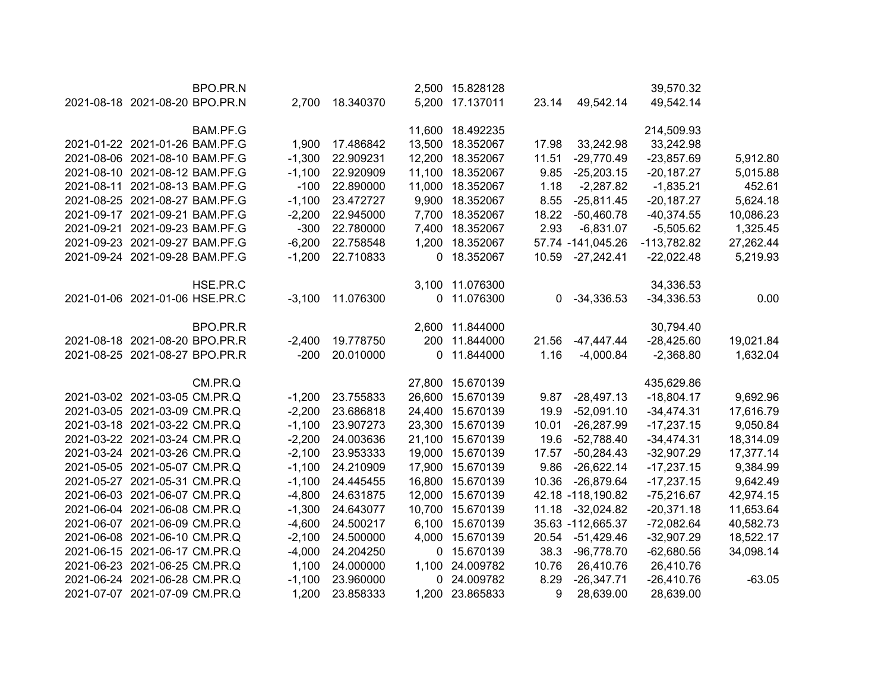| | | | | | | | | | | |
|---|---|---|---|---|---|---|---|---|---|---|
| | | BPO.PR.N | | | 2,500 | 15.828128 | | | 39,570.32 | |
| 2021-08-18 | 2021-08-20 | BPO.PR.N | 2,700 | 18.340370 | 5,200 | 17.137011 | 23.14 | 49,542.14 | 49,542.14 | |
| | | | | | | | | | | |
| | | BAM.PF.G | | | 11,600 | 18.492235 | | | 214,509.93 | |
| 2021-01-22 | 2021-01-26 | BAM.PF.G | 1,900 | 17.486842 | 13,500 | 18.352067 | 17.98 | 33,242.98 | 33,242.98 | |
| 2021-08-06 | 2021-08-10 | BAM.PF.G | -1,300 | 22.909231 | 12,200 | 18.352067 | 11.51 | -29,770.49 | -23,857.69 | 5,912.80 |
| 2021-08-10 | 2021-08-12 | BAM.PF.G | -1,100 | 22.920909 | 11,100 | 18.352067 | 9.85 | -25,203.15 | -20,187.27 | 5,015.88 |
| 2021-08-11 | 2021-08-13 | BAM.PF.G | -100 | 22.890000 | 11,000 | 18.352067 | 1.18 | -2,287.82 | -1,835.21 | 452.61 |
| 2021-08-25 | 2021-08-27 | BAM.PF.G | -1,100 | 23.472727 | 9,900 | 18.352067 | 8.55 | -25,811.45 | -20,187.27 | 5,624.18 |
| 2021-09-17 | 2021-09-21 | BAM.PF.G | -2,200 | 22.945000 | 7,700 | 18.352067 | 18.22 | -50,460.78 | -40,374.55 | 10,086.23 |
| 2021-09-21 | 2021-09-23 | BAM.PF.G | -300 | 22.780000 | 7,400 | 18.352067 | 2.93 | -6,831.07 | -5,505.62 | 1,325.45 |
| 2021-09-23 | 2021-09-27 | BAM.PF.G | -6,200 | 22.758548 | 1,200 | 18.352067 | 57.74 | -141,045.26 | -113,782.82 | 27,262.44 |
| 2021-09-24 | 2021-09-28 | BAM.PF.G | -1,200 | 22.710833 | 0 | 18.352067 | 10.59 | -27,242.41 | -22,022.48 | 5,219.93 |
| | | | | | | | | | | |
| | | HSE.PR.C | | | 3,100 | 11.076300 | | | 34,336.53 | |
| 2021-01-06 | 2021-01-06 | HSE.PR.C | -3,100 | 11.076300 | 0 | 11.076300 | 0 | -34,336.53 | -34,336.53 | 0.00 |
| | | | | | | | | | | |
| | | BPO.PR.R | | | 2,600 | 11.844000 | | | 30,794.40 | |
| 2021-08-18 | 2021-08-20 | BPO.PR.R | -2,400 | 19.778750 | 200 | 11.844000 | 21.56 | -47,447.44 | -28,425.60 | 19,021.84 |
| 2021-08-25 | 2021-08-27 | BPO.PR.R | -200 | 20.010000 | 0 | 11.844000 | 1.16 | -4,000.84 | -2,368.80 | 1,632.04 |
| | | | | | | | | | | |
| | | CM.PR.Q | | | 27,800 | 15.670139 | | | 435,629.86 | |
| 2021-03-02 | 2021-03-05 | CM.PR.Q | -1,200 | 23.755833 | 26,600 | 15.670139 | 9.87 | -28,497.13 | -18,804.17 | 9,692.96 |
| 2021-03-05 | 2021-03-09 | CM.PR.Q | -2,200 | 23.686818 | 24,400 | 15.670139 | 19.9 | -52,091.10 | -34,474.31 | 17,616.79 |
| 2021-03-18 | 2021-03-22 | CM.PR.Q | -1,100 | 23.907273 | 23,300 | 15.670139 | 10.01 | -26,287.99 | -17,237.15 | 9,050.84 |
| 2021-03-22 | 2021-03-24 | CM.PR.Q | -2,200 | 24.003636 | 21,100 | 15.670139 | 19.6 | -52,788.40 | -34,474.31 | 18,314.09 |
| 2021-03-24 | 2021-03-26 | CM.PR.Q | -2,100 | 23.953333 | 19,000 | 15.670139 | 17.57 | -50,284.43 | -32,907.29 | 17,377.14 |
| 2021-05-05 | 2021-05-07 | CM.PR.Q | -1,100 | 24.210909 | 17,900 | 15.670139 | 9.86 | -26,622.14 | -17,237.15 | 9,384.99 |
| 2021-05-27 | 2021-05-31 | CM.PR.Q | -1,100 | 24.445455 | 16,800 | 15.670139 | 10.36 | -26,879.64 | -17,237.15 | 9,642.49 |
| 2021-06-03 | 2021-06-07 | CM.PR.Q | -4,800 | 24.631875 | 12,000 | 15.670139 | 42.18 | -118,190.82 | -75,216.67 | 42,974.15 |
| 2021-06-04 | 2021-06-08 | CM.PR.Q | -1,300 | 24.643077 | 10,700 | 15.670139 | 11.18 | -32,024.82 | -20,371.18 | 11,653.64 |
| 2021-06-07 | 2021-06-09 | CM.PR.Q | -4,600 | 24.500217 | 6,100 | 15.670139 | 35.63 | -112,665.37 | -72,082.64 | 40,582.73 |
| 2021-06-08 | 2021-06-10 | CM.PR.Q | -2,100 | 24.500000 | 4,000 | 15.670139 | 20.54 | -51,429.46 | -32,907.29 | 18,522.17 |
| 2021-06-15 | 2021-06-17 | CM.PR.Q | -4,000 | 24.204250 | 0 | 15.670139 | 38.3 | -96,778.70 | -62,680.56 | 34,098.14 |
| 2021-06-23 | 2021-06-25 | CM.PR.Q | 1,100 | 24.000000 | 1,100 | 24.009782 | 10.76 | 26,410.76 | 26,410.76 | |
| 2021-06-24 | 2021-06-28 | CM.PR.Q | -1,100 | 23.960000 | 0 | 24.009782 | 8.29 | -26,347.71 | -26,410.76 | -63.05 |
| 2021-07-07 | 2021-07-09 | CM.PR.Q | 1,200 | 23.858333 | 1,200 | 23.865833 | 9 | 28,639.00 | 28,639.00 | |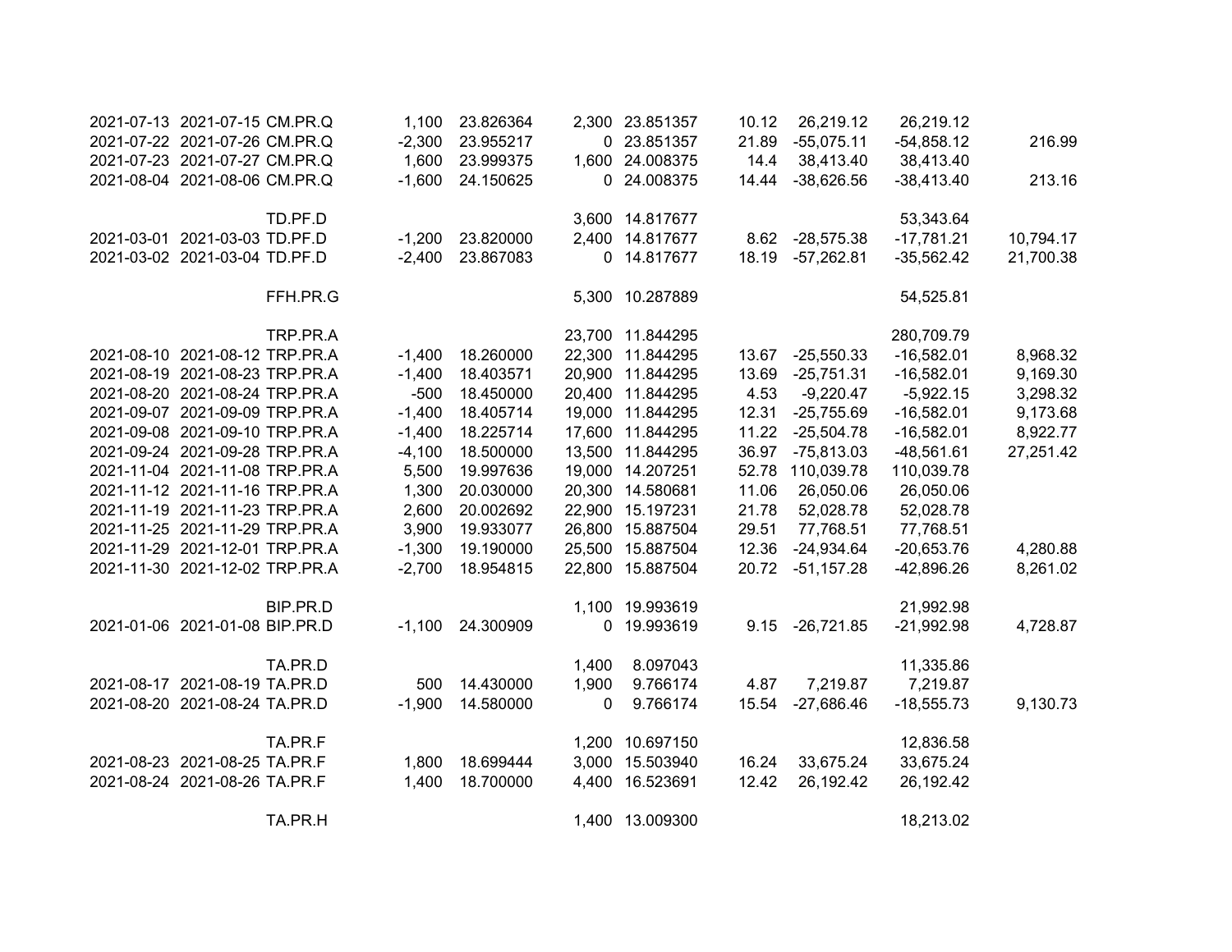|  |  |  |  |  |  |  |  |  |  |  |
|---|---|---|---|---|---|---|---|---|---|---|
| 2021-07-13 | 2021-07-15 | CM.PR.Q | 1,100 | 23.826364 | 2,300 | 23.851357 | 10.12 | 26,219.12 | 26,219.12 |  |
| 2021-07-22 | 2021-07-26 | CM.PR.Q | -2,300 | 23.955217 | 0 | 23.851357 | 21.89 | -55,075.11 | -54,858.12 | 216.99 |
| 2021-07-23 | 2021-07-27 | CM.PR.Q | 1,600 | 23.999375 | 1,600 | 24.008375 | 14.4 | 38,413.40 | 38,413.40 |  |
| 2021-08-04 | 2021-08-06 | CM.PR.Q | -1,600 | 24.150625 | 0 | 24.008375 | 14.44 | -38,626.56 | -38,413.40 | 213.16 |
|  |  |  |  |  |  |  |  |  |  |  |
|  |  | TD.PF.D |  |  | 3,600 | 14.817677 |  |  | 53,343.64 |  |
| 2021-03-01 | 2021-03-03 | TD.PF.D | -1,200 | 23.820000 | 2,400 | 14.817677 | 8.62 | -28,575.38 | -17,781.21 | 10,794.17 |
| 2021-03-02 | 2021-03-04 | TD.PF.D | -2,400 | 23.867083 | 0 | 14.817677 | 18.19 | -57,262.81 | -35,562.42 | 21,700.38 |
|  |  |  |  |  |  |  |  |  |  |  |
|  |  | FFH.PR.G |  |  | 5,300 | 10.287889 |  |  | 54,525.81 |  |
|  |  |  |  |  |  |  |  |  |  |  |
|  |  | TRP.PR.A |  |  | 23,700 | 11.844295 |  |  | 280,709.79 |  |
| 2021-08-10 | 2021-08-12 | TRP.PR.A | -1,400 | 18.260000 | 22,300 | 11.844295 | 13.67 | -25,550.33 | -16,582.01 | 8,968.32 |
| 2021-08-19 | 2021-08-23 | TRP.PR.A | -1,400 | 18.403571 | 20,900 | 11.844295 | 13.69 | -25,751.31 | -16,582.01 | 9,169.30 |
| 2021-08-20 | 2021-08-24 | TRP.PR.A | -500 | 18.450000 | 20,400 | 11.844295 | 4.53 | -9,220.47 | -5,922.15 | 3,298.32 |
| 2021-09-07 | 2021-09-09 | TRP.PR.A | -1,400 | 18.405714 | 19,000 | 11.844295 | 12.31 | -25,755.69 | -16,582.01 | 9,173.68 |
| 2021-09-08 | 2021-09-10 | TRP.PR.A | -1,400 | 18.225714 | 17,600 | 11.844295 | 11.22 | -25,504.78 | -16,582.01 | 8,922.77 |
| 2021-09-24 | 2021-09-28 | TRP.PR.A | -4,100 | 18.500000 | 13,500 | 11.844295 | 36.97 | -75,813.03 | -48,561.61 | 27,251.42 |
| 2021-11-04 | 2021-11-08 | TRP.PR.A | 5,500 | 19.997636 | 19,000 | 14.207251 | 52.78 | 110,039.78 | 110,039.78 |  |
| 2021-11-12 | 2021-11-16 | TRP.PR.A | 1,300 | 20.030000 | 20,300 | 14.580681 | 11.06 | 26,050.06 | 26,050.06 |  |
| 2021-11-19 | 2021-11-23 | TRP.PR.A | 2,600 | 20.002692 | 22,900 | 15.197231 | 21.78 | 52,028.78 | 52,028.78 |  |
| 2021-11-25 | 2021-11-29 | TRP.PR.A | 3,900 | 19.933077 | 26,800 | 15.887504 | 29.51 | 77,768.51 | 77,768.51 |  |
| 2021-11-29 | 2021-12-01 | TRP.PR.A | -1,300 | 19.190000 | 25,500 | 15.887504 | 12.36 | -24,934.64 | -20,653.76 | 4,280.88 |
| 2021-11-30 | 2021-12-02 | TRP.PR.A | -2,700 | 18.954815 | 22,800 | 15.887504 | 20.72 | -51,157.28 | -42,896.26 | 8,261.02 |
|  |  |  |  |  |  |  |  |  |  |  |
|  |  | BIP.PR.D |  |  | 1,100 | 19.993619 |  |  | 21,992.98 |  |
| 2021-01-06 | 2021-01-08 | BIP.PR.D | -1,100 | 24.300909 | 0 | 19.993619 | 9.15 | -26,721.85 | -21,992.98 | 4,728.87 |
|  |  |  |  |  |  |  |  |  |  |  |
|  |  | TA.PR.D |  |  | 1,400 | 8.097043 |  |  | 11,335.86 |  |
| 2021-08-17 | 2021-08-19 | TA.PR.D | 500 | 14.430000 | 1,900 | 9.766174 | 4.87 | 7,219.87 | 7,219.87 |  |
| 2021-08-20 | 2021-08-24 | TA.PR.D | -1,900 | 14.580000 | 0 | 9.766174 | 15.54 | -27,686.46 | -18,555.73 | 9,130.73 |
|  |  |  |  |  |  |  |  |  |  |  |
|  |  | TA.PR.F |  |  | 1,200 | 10.697150 |  |  | 12,836.58 |  |
| 2021-08-23 | 2021-08-25 | TA.PR.F | 1,800 | 18.699444 | 3,000 | 15.503940 | 16.24 | 33,675.24 | 33,675.24 |  |
| 2021-08-24 | 2021-08-26 | TA.PR.F | 1,400 | 18.700000 | 4,400 | 16.523691 | 12.42 | 26,192.42 | 26,192.42 |  |
|  |  |  |  |  |  |  |  |  |  |  |
|  |  | TA.PR.H |  |  | 1,400 | 13.009300 |  |  | 18,213.02 |  |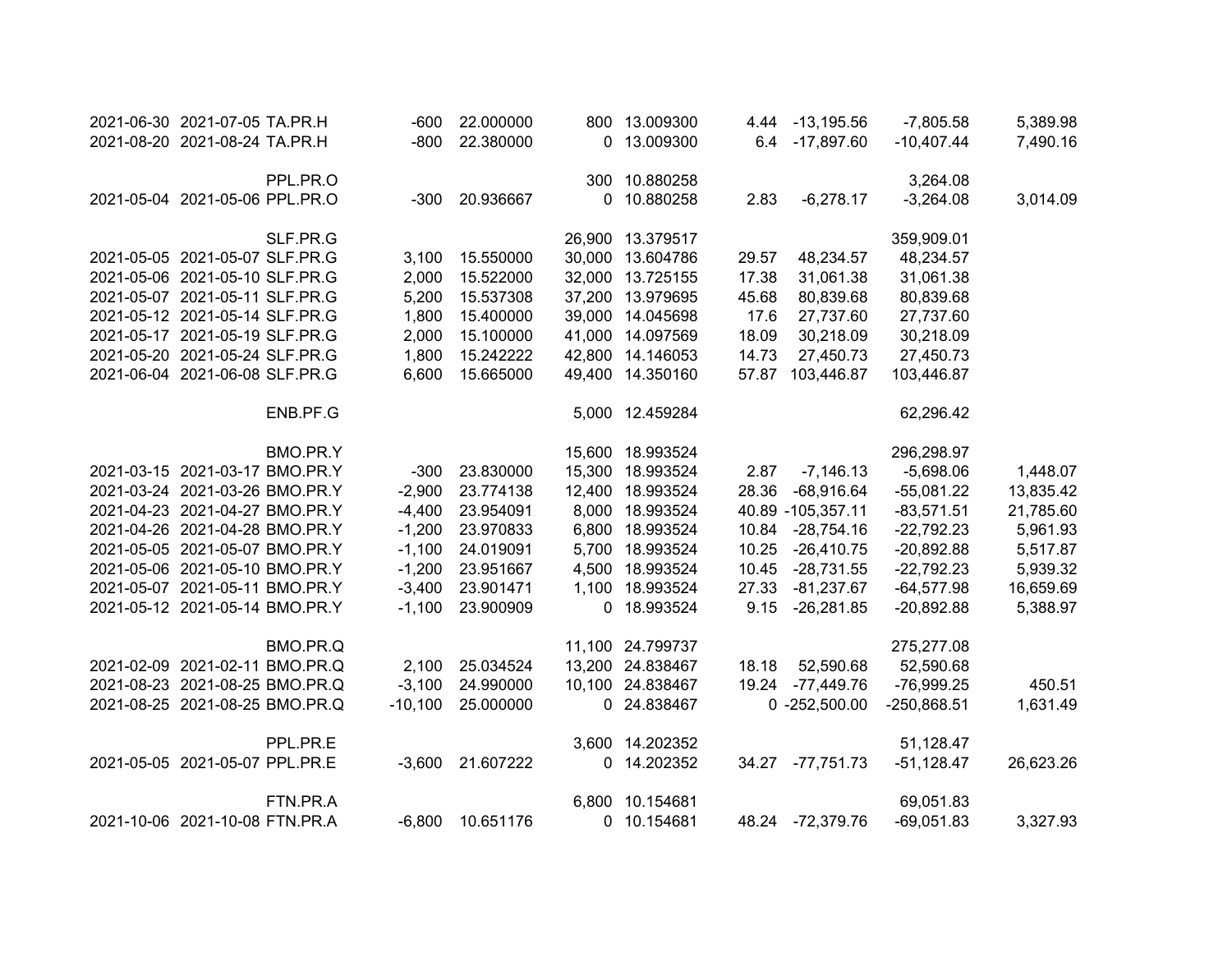| | | | | | | | | | | |
|---|---|---|---|---|---|---|---|---|---|---|
| 2021-06-30 | 2021-07-05 | TA.PR.H | -600 | 22.000000 | 800 | 13.009300 | 4.44 | -13,195.56 | -7,805.58 | 5,389.98 |
| 2021-08-20 | 2021-08-24 | TA.PR.H | -800 | 22.380000 | 0 | 13.009300 | 6.4 | -17,897.60 | -10,407.44 | 7,490.16 |
| | | | | | | | | | | |
| | | PPL.PR.O | | | 300 | 10.880258 | | | 3,264.08 | |
| 2021-05-04 | 2021-05-06 | PPL.PR.O | -300 | 20.936667 | 0 | 10.880258 | 2.83 | -6,278.17 | -3,264.08 | 3,014.09 |
| | | | | | | | | | | |
| | | SLF.PR.G | | | 26,900 | 13.379517 | | | 359,909.01 | |
| 2021-05-05 | 2021-05-07 | SLF.PR.G | 3,100 | 15.550000 | 30,000 | 13.604786 | 29.57 | 48,234.57 | 48,234.57 | |
| 2021-05-06 | 2021-05-10 | SLF.PR.G | 2,000 | 15.522000 | 32,000 | 13.725155 | 17.38 | 31,061.38 | 31,061.38 | |
| 2021-05-07 | 2021-05-11 | SLF.PR.G | 5,200 | 15.537308 | 37,200 | 13.979695 | 45.68 | 80,839.68 | 80,839.68 | |
| 2021-05-12 | 2021-05-14 | SLF.PR.G | 1,800 | 15.400000 | 39,000 | 14.045698 | 17.6 | 27,737.60 | 27,737.60 | |
| 2021-05-17 | 2021-05-19 | SLF.PR.G | 2,000 | 15.100000 | 41,000 | 14.097569 | 18.09 | 30,218.09 | 30,218.09 | |
| 2021-05-20 | 2021-05-24 | SLF.PR.G | 1,800 | 15.242222 | 42,800 | 14.146053 | 14.73 | 27,450.73 | 27,450.73 | |
| 2021-06-04 | 2021-06-08 | SLF.PR.G | 6,600 | 15.665000 | 49,400 | 14.350160 | 57.87 | 103,446.87 | 103,446.87 | |
| | | | | | | | | | | |
| | | ENB.PF.G | | | 5,000 | 12.459284 | | | 62,296.42 | |
| | | | | | | | | | | |
| | | BMO.PR.Y | | | 15,600 | 18.993524 | | | 296,298.97 | |
| 2021-03-15 | 2021-03-17 | BMO.PR.Y | -300 | 23.830000 | 15,300 | 18.993524 | 2.87 | -7,146.13 | -5,698.06 | 1,448.07 |
| 2021-03-24 | 2021-03-26 | BMO.PR.Y | -2,900 | 23.774138 | 12,400 | 18.993524 | 28.36 | -68,916.64 | -55,081.22 | 13,835.42 |
| 2021-04-23 | 2021-04-27 | BMO.PR.Y | -4,400 | 23.954091 | 8,000 | 18.993524 | 40.89 | -105,357.11 | -83,571.51 | 21,785.60 |
| 2021-04-26 | 2021-04-28 | BMO.PR.Y | -1,200 | 23.970833 | 6,800 | 18.993524 | 10.84 | -28,754.16 | -22,792.23 | 5,961.93 |
| 2021-05-05 | 2021-05-07 | BMO.PR.Y | -1,100 | 24.019091 | 5,700 | 18.993524 | 10.25 | -26,410.75 | -20,892.88 | 5,517.87 |
| 2021-05-06 | 2021-05-10 | BMO.PR.Y | -1,200 | 23.951667 | 4,500 | 18.993524 | 10.45 | -28,731.55 | -22,792.23 | 5,939.32 |
| 2021-05-07 | 2021-05-11 | BMO.PR.Y | -3,400 | 23.901471 | 1,100 | 18.993524 | 27.33 | -81,237.67 | -64,577.98 | 16,659.69 |
| 2021-05-12 | 2021-05-14 | BMO.PR.Y | -1,100 | 23.900909 | 0 | 18.993524 | 9.15 | -26,281.85 | -20,892.88 | 5,388.97 |
| | | | | | | | | | | |
| | | BMO.PR.Q | | | 11,100 | 24.799737 | | | 275,277.08 | |
| 2021-02-09 | 2021-02-11 | BMO.PR.Q | 2,100 | 25.034524 | 13,200 | 24.838467 | 18.18 | 52,590.68 | 52,590.68 | |
| 2021-08-23 | 2021-08-25 | BMO.PR.Q | -3,100 | 24.990000 | 10,100 | 24.838467 | 19.24 | -77,449.76 | -76,999.25 | 450.51 |
| 2021-08-25 | 2021-08-25 | BMO.PR.Q | -10,100 | 25.000000 | 0 | 24.838467 | 0 | -252,500.00 | -250,868.51 | 1,631.49 |
| | | | | | | | | | | |
| | | PPL.PR.E | | | 3,600 | 14.202352 | | | 51,128.47 | |
| 2021-05-05 | 2021-05-07 | PPL.PR.E | -3,600 | 21.607222 | 0 | 14.202352 | 34.27 | -77,751.73 | -51,128.47 | 26,623.26 |
| | | | | | | | | | | |
| | | FTN.PR.A | | | 6,800 | 10.154681 | | | 69,051.83 | |
| 2021-10-06 | 2021-10-08 | FTN.PR.A | -6,800 | 10.651176 | 0 | 10.154681 | 48.24 | -72,379.76 | -69,051.83 | 3,327.93 |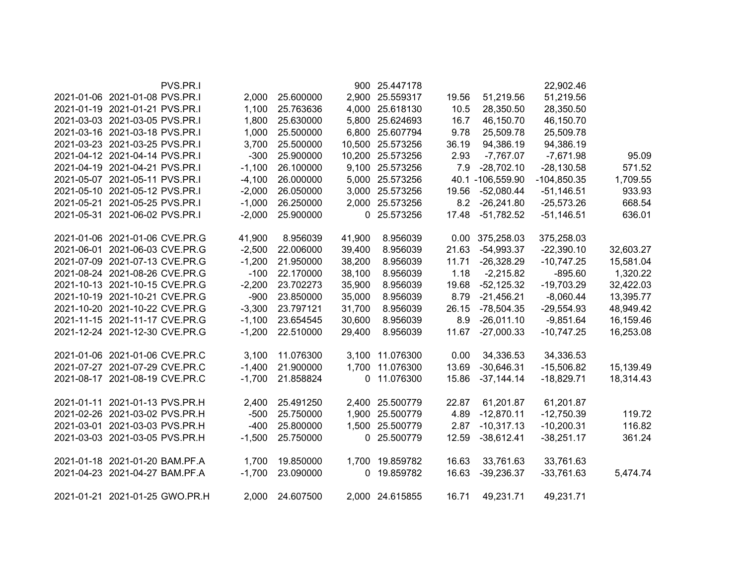|  |  |  |  |  |  |  |  |  |  |  |
|---|---|---|---|---|---|---|---|---|---|---|
|  |  | PVS.PR.I |  |  | 900 | 25.447178 |  |  | 22,902.46 |  |
| 2021-01-06 | 2021-01-08 | PVS.PR.I | 2,000 | 25.600000 | 2,900 | 25.559317 | 19.56 | 51,219.56 | 51,219.56 |  |
| 2021-01-19 | 2021-01-21 | PVS.PR.I | 1,100 | 25.763636 | 4,000 | 25.618130 | 10.5 | 28,350.50 | 28,350.50 |  |
| 2021-03-03 | 2021-03-05 | PVS.PR.I | 1,800 | 25.630000 | 5,800 | 25.624693 | 16.7 | 46,150.70 | 46,150.70 |  |
| 2021-03-16 | 2021-03-18 | PVS.PR.I | 1,000 | 25.500000 | 6,800 | 25.607794 | 9.78 | 25,509.78 | 25,509.78 |  |
| 2021-03-23 | 2021-03-25 | PVS.PR.I | 3,700 | 25.500000 | 10,500 | 25.573256 | 36.19 | 94,386.19 | 94,386.19 |  |
| 2021-04-12 | 2021-04-14 | PVS.PR.I | -300 | 25.900000 | 10,200 | 25.573256 | 2.93 | -7,767.07 | -7,671.98 | 95.09 |
| 2021-04-19 | 2021-04-21 | PVS.PR.I | -1,100 | 26.100000 | 9,100 | 25.573256 | 7.9 | -28,702.10 | -28,130.58 | 571.52 |
| 2021-05-07 | 2021-05-11 | PVS.PR.I | -4,100 | 26.000000 | 5,000 | 25.573256 | 40.1 | -106,559.90 | -104,850.35 | 1,709.55 |
| 2021-05-10 | 2021-05-12 | PVS.PR.I | -2,000 | 26.050000 | 3,000 | 25.573256 | 19.56 | -52,080.44 | -51,146.51 | 933.93 |
| 2021-05-21 | 2021-05-25 | PVS.PR.I | -1,000 | 26.250000 | 2,000 | 25.573256 | 8.2 | -26,241.80 | -25,573.26 | 668.54 |
| 2021-05-31 | 2021-06-02 | PVS.PR.I | -2,000 | 25.900000 | 0 | 25.573256 | 17.48 | -51,782.52 | -51,146.51 | 636.01 |
|  |  |  |  |  |  |  |  |  |  |  |
| 2021-01-06 | 2021-01-06 | CVE.PR.G | 41,900 | 8.956039 | 41,900 | 8.956039 | 0.00 | 375,258.03 | 375,258.03 |  |
| 2021-06-01 | 2021-06-03 | CVE.PR.G | -2,500 | 22.006000 | 39,400 | 8.956039 | 21.63 | -54,993.37 | -22,390.10 | 32,603.27 |
| 2021-07-09 | 2021-07-13 | CVE.PR.G | -1,200 | 21.950000 | 38,200 | 8.956039 | 11.71 | -26,328.29 | -10,747.25 | 15,581.04 |
| 2021-08-24 | 2021-08-26 | CVE.PR.G | -100 | 22.170000 | 38,100 | 8.956039 | 1.18 | -2,215.82 | -895.60 | 1,320.22 |
| 2021-10-13 | 2021-10-15 | CVE.PR.G | -2,200 | 23.702273 | 35,900 | 8.956039 | 19.68 | -52,125.32 | -19,703.29 | 32,422.03 |
| 2021-10-19 | 2021-10-21 | CVE.PR.G | -900 | 23.850000 | 35,000 | 8.956039 | 8.79 | -21,456.21 | -8,060.44 | 13,395.77 |
| 2021-10-20 | 2021-10-22 | CVE.PR.G | -3,300 | 23.797121 | 31,700 | 8.956039 | 26.15 | -78,504.35 | -29,554.93 | 48,949.42 |
| 2021-11-15 | 2021-11-17 | CVE.PR.G | -1,100 | 23.654545 | 30,600 | 8.956039 | 8.9 | -26,011.10 | -9,851.64 | 16,159.46 |
| 2021-12-24 | 2021-12-30 | CVE.PR.G | -1,200 | 22.510000 | 29,400 | 8.956039 | 11.67 | -27,000.33 | -10,747.25 | 16,253.08 |
|  |  |  |  |  |  |  |  |  |  |  |
| 2021-01-06 | 2021-01-06 | CVE.PR.C | 3,100 | 11.076300 | 3,100 | 11.076300 | 0.00 | 34,336.53 | 34,336.53 |  |
| 2021-07-27 | 2021-07-29 | CVE.PR.C | -1,400 | 21.900000 | 1,700 | 11.076300 | 13.69 | -30,646.31 | -15,506.82 | 15,139.49 |
| 2021-08-17 | 2021-08-19 | CVE.PR.C | -1,700 | 21.858824 | 0 | 11.076300 | 15.86 | -37,144.14 | -18,829.71 | 18,314.43 |
|  |  |  |  |  |  |  |  |  |  |  |
| 2021-01-11 | 2021-01-13 | PVS.PR.H | 2,400 | 25.491250 | 2,400 | 25.500779 | 22.87 | 61,201.87 | 61,201.87 |  |
| 2021-02-26 | 2021-03-02 | PVS.PR.H | -500 | 25.750000 | 1,900 | 25.500779 | 4.89 | -12,870.11 | -12,750.39 | 119.72 |
| 2021-03-01 | 2021-03-03 | PVS.PR.H | -400 | 25.800000 | 1,500 | 25.500779 | 2.87 | -10,317.13 | -10,200.31 | 116.82 |
| 2021-03-03 | 2021-03-05 | PVS.PR.H | -1,500 | 25.750000 | 0 | 25.500779 | 12.59 | -38,612.41 | -38,251.17 | 361.24 |
|  |  |  |  |  |  |  |  |  |  |  |
| 2021-01-18 | 2021-01-20 | BAM.PF.A | 1,700 | 19.850000 | 1,700 | 19.859782 | 16.63 | 33,761.63 | 33,761.63 |  |
| 2021-04-23 | 2021-04-27 | BAM.PF.A | -1,700 | 23.090000 | 0 | 19.859782 | 16.63 | -39,236.37 | -33,761.63 | 5,474.74 |
|  |  |  |  |  |  |  |  |  |  |  |
| 2021-01-21 | 2021-01-25 | GWO.PR.H | 2,000 | 24.607500 | 2,000 | 24.615855 | 16.71 | 49,231.71 | 49,231.71 |  |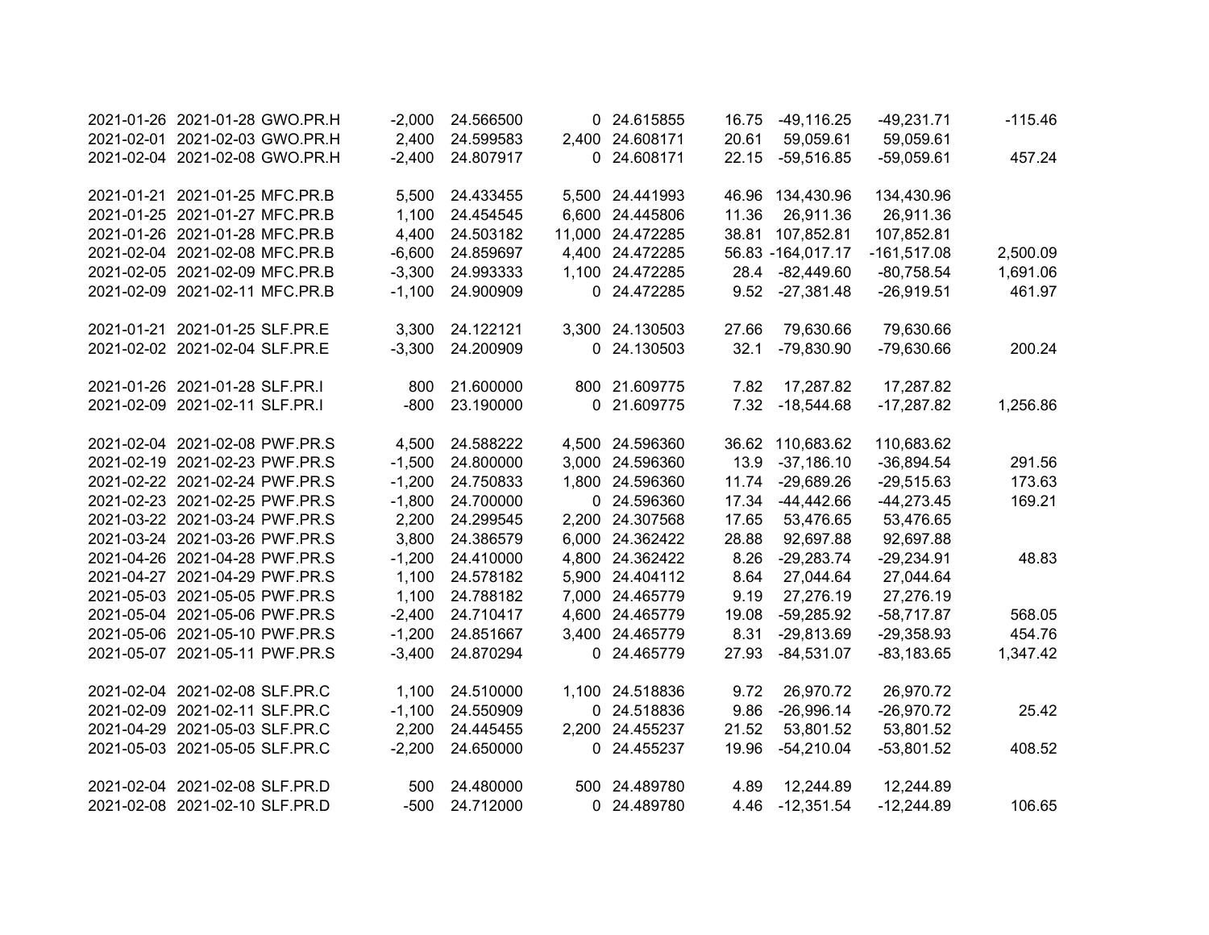| | | | | | | | | | | |
|---|---|---|---|---|---|---|---|---|---|---|
| 2021-01-26 | 2021-01-28 | GWO.PR.H | -2,000 | 24.566500 | 0 | 24.615855 | 16.75 | -49,116.25 | -49,231.71 | -115.46 |
| 2021-02-01 | 2021-02-03 | GWO.PR.H | 2,400 | 24.599583 | 2,400 | 24.608171 | 20.61 | 59,059.61 | 59,059.61 | |
| 2021-02-04 | 2021-02-08 | GWO.PR.H | -2,400 | 24.807917 | 0 | 24.608171 | 22.15 | -59,516.85 | -59,059.61 | 457.24 |
| | | | | | | | | | | |
| 2021-01-21 | 2021-01-25 | MFC.PR.B | 5,500 | 24.433455 | 5,500 | 24.441993 | 46.96 | 134,430.96 | 134,430.96 | |
| 2021-01-25 | 2021-01-27 | MFC.PR.B | 1,100 | 24.454545 | 6,600 | 24.445806 | 11.36 | 26,911.36 | 26,911.36 | |
| 2021-01-26 | 2021-01-28 | MFC.PR.B | 4,400 | 24.503182 | 11,000 | 24.472285 | 38.81 | 107,852.81 | 107,852.81 | |
| 2021-02-04 | 2021-02-08 | MFC.PR.B | -6,600 | 24.859697 | 4,400 | 24.472285 | 56.83 | -164,017.17 | -161,517.08 | 2,500.09 |
| 2021-02-05 | 2021-02-09 | MFC.PR.B | -3,300 | 24.993333 | 1,100 | 24.472285 | 28.4 | -82,449.60 | -80,758.54 | 1,691.06 |
| 2021-02-09 | 2021-02-11 | MFC.PR.B | -1,100 | 24.900909 | 0 | 24.472285 | 9.52 | -27,381.48 | -26,919.51 | 461.97 |
| | | | | | | | | | | |
| 2021-01-21 | 2021-01-25 | SLF.PR.E | 3,300 | 24.122121 | 3,300 | 24.130503 | 27.66 | 79,630.66 | 79,630.66 | |
| 2021-02-02 | 2021-02-04 | SLF.PR.E | -3,300 | 24.200909 | 0 | 24.130503 | 32.1 | -79,830.90 | -79,630.66 | 200.24 |
| | | | | | | | | | | |
| 2021-01-26 | 2021-01-28 | SLF.PR.I | 800 | 21.600000 | 800 | 21.609775 | 7.82 | 17,287.82 | 17,287.82 | |
| 2021-02-09 | 2021-02-11 | SLF.PR.I | -800 | 23.190000 | 0 | 21.609775 | 7.32 | -18,544.68 | -17,287.82 | 1,256.86 |
| | | | | | | | | | | |
| 2021-02-04 | 2021-02-08 | PWF.PR.S | 4,500 | 24.588222 | 4,500 | 24.596360 | 36.62 | 110,683.62 | 110,683.62 | |
| 2021-02-19 | 2021-02-23 | PWF.PR.S | -1,500 | 24.800000 | 3,000 | 24.596360 | 13.9 | -37,186.10 | -36,894.54 | 291.56 |
| 2021-02-22 | 2021-02-24 | PWF.PR.S | -1,200 | 24.750833 | 1,800 | 24.596360 | 11.74 | -29,689.26 | -29,515.63 | 173.63 |
| 2021-02-23 | 2021-02-25 | PWF.PR.S | -1,800 | 24.700000 | 0 | 24.596360 | 17.34 | -44,442.66 | -44,273.45 | 169.21 |
| 2021-03-22 | 2021-03-24 | PWF.PR.S | 2,200 | 24.299545 | 2,200 | 24.307568 | 17.65 | 53,476.65 | 53,476.65 | |
| 2021-03-24 | 2021-03-26 | PWF.PR.S | 3,800 | 24.386579 | 6,000 | 24.362422 | 28.88 | 92,697.88 | 92,697.88 | |
| 2021-04-26 | 2021-04-28 | PWF.PR.S | -1,200 | 24.410000 | 4,800 | 24.362422 | 8.26 | -29,283.74 | -29,234.91 | 48.83 |
| 2021-04-27 | 2021-04-29 | PWF.PR.S | 1,100 | 24.578182 | 5,900 | 24.404112 | 8.64 | 27,044.64 | 27,044.64 | |
| 2021-05-03 | 2021-05-05 | PWF.PR.S | 1,100 | 24.788182 | 7,000 | 24.465779 | 9.19 | 27,276.19 | 27,276.19 | |
| 2021-05-04 | 2021-05-06 | PWF.PR.S | -2,400 | 24.710417 | 4,600 | 24.465779 | 19.08 | -59,285.92 | -58,717.87 | 568.05 |
| 2021-05-06 | 2021-05-10 | PWF.PR.S | -1,200 | 24.851667 | 3,400 | 24.465779 | 8.31 | -29,813.69 | -29,358.93 | 454.76 |
| 2021-05-07 | 2021-05-11 | PWF.PR.S | -3,400 | 24.870294 | 0 | 24.465779 | 27.93 | -84,531.07 | -83,183.65 | 1,347.42 |
| | | | | | | | | | | |
| 2021-02-04 | 2021-02-08 | SLF.PR.C | 1,100 | 24.510000 | 1,100 | 24.518836 | 9.72 | 26,970.72 | 26,970.72 | |
| 2021-02-09 | 2021-02-11 | SLF.PR.C | -1,100 | 24.550909 | 0 | 24.518836 | 9.86 | -26,996.14 | -26,970.72 | 25.42 |
| 2021-04-29 | 2021-05-03 | SLF.PR.C | 2,200 | 24.445455 | 2,200 | 24.455237 | 21.52 | 53,801.52 | 53,801.52 | |
| 2021-05-03 | 2021-05-05 | SLF.PR.C | -2,200 | 24.650000 | 0 | 24.455237 | 19.96 | -54,210.04 | -53,801.52 | 408.52 |
| | | | | | | | | | | |
| 2021-02-04 | 2021-02-08 | SLF.PR.D | 500 | 24.480000 | 500 | 24.489780 | 4.89 | 12,244.89 | 12,244.89 | |
| 2021-02-08 | 2021-02-10 | SLF.PR.D | -500 | 24.712000 | 0 | 24.489780 | 4.46 | -12,351.54 | -12,244.89 | 106.65 |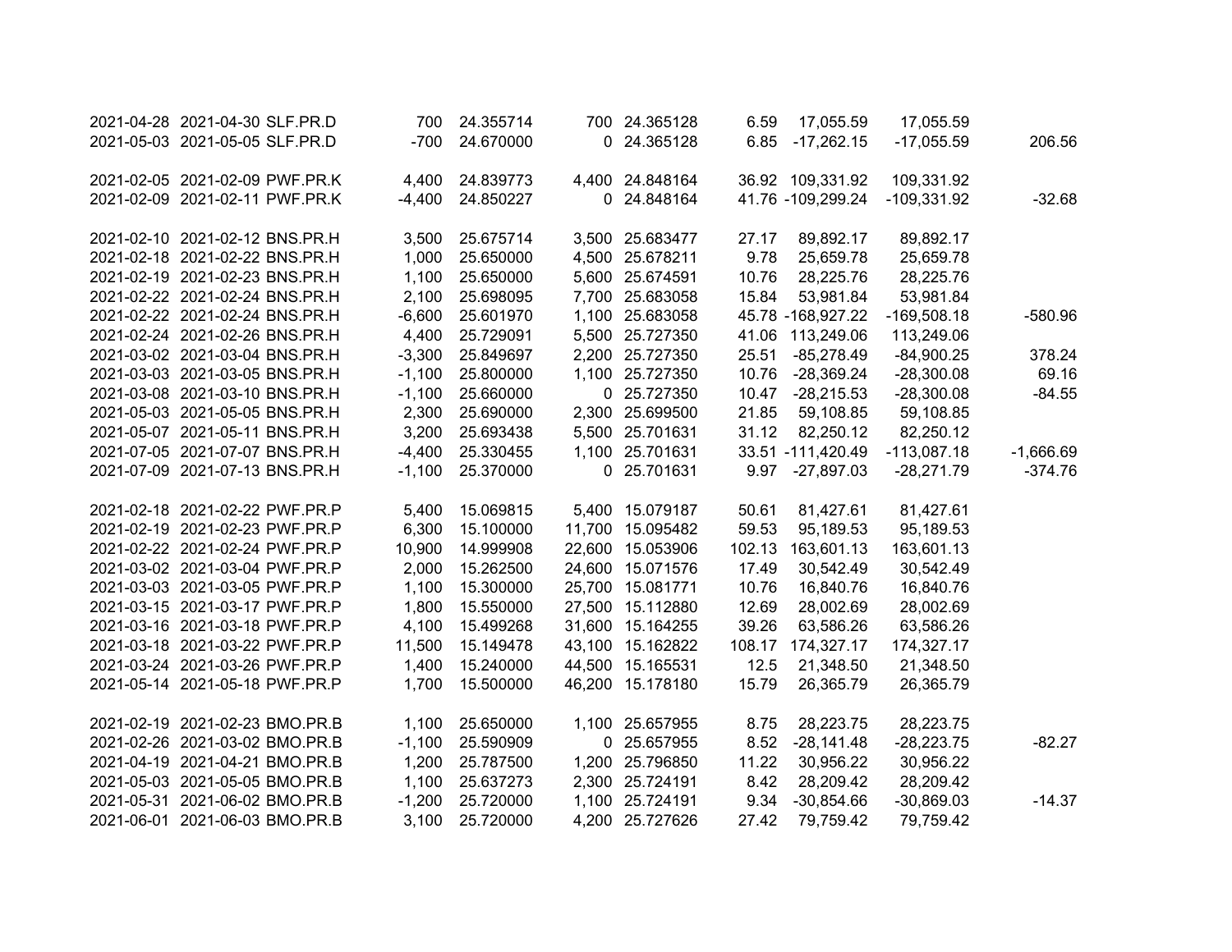| | | | | | | | | | | |
|---|---|---|---|---|---|---|---|---|---|---|
| 2021-04-28 | 2021-04-30 | SLF.PR.D | 700 | 24.355714 | 700 | 24.365128 | 6.59 | 17,055.59 | 17,055.59 | |
| 2021-05-03 | 2021-05-05 | SLF.PR.D | -700 | 24.670000 | 0 | 24.365128 | 6.85 | -17,262.15 | -17,055.59 | 206.56 |
| | | | | | | | | | | |
| 2021-02-05 | 2021-02-09 | PWF.PR.K | 4,400 | 24.839773 | 4,400 | 24.848164 | 36.92 | 109,331.92 | 109,331.92 | |
| 2021-02-09 | 2021-02-11 | PWF.PR.K | -4,400 | 24.850227 | 0 | 24.848164 | 41.76 | -109,299.24 | -109,331.92 | -32.68 |
| | | | | | | | | | | |
| 2021-02-10 | 2021-02-12 | BNS.PR.H | 3,500 | 25.675714 | 3,500 | 25.683477 | 27.17 | 89,892.17 | 89,892.17 | |
| 2021-02-18 | 2021-02-22 | BNS.PR.H | 1,000 | 25.650000 | 4,500 | 25.678211 | 9.78 | 25,659.78 | 25,659.78 | |
| 2021-02-19 | 2021-02-23 | BNS.PR.H | 1,100 | 25.650000 | 5,600 | 25.674591 | 10.76 | 28,225.76 | 28,225.76 | |
| 2021-02-22 | 2021-02-24 | BNS.PR.H | 2,100 | 25.698095 | 7,700 | 25.683058 | 15.84 | 53,981.84 | 53,981.84 | |
| 2021-02-22 | 2021-02-24 | BNS.PR.H | -6,600 | 25.601970 | 1,100 | 25.683058 | 45.78 | -168,927.22 | -169,508.18 | -580.96 |
| 2021-02-24 | 2021-02-26 | BNS.PR.H | 4,400 | 25.729091 | 5,500 | 25.727350 | 41.06 | 113,249.06 | 113,249.06 | |
| 2021-03-02 | 2021-03-04 | BNS.PR.H | -3,300 | 25.849697 | 2,200 | 25.727350 | 25.51 | -85,278.49 | -84,900.25 | 378.24 |
| 2021-03-03 | 2021-03-05 | BNS.PR.H | -1,100 | 25.800000 | 1,100 | 25.727350 | 10.76 | -28,369.24 | -28,300.08 | 69.16 |
| 2021-03-08 | 2021-03-10 | BNS.PR.H | -1,100 | 25.660000 | 0 | 25.727350 | 10.47 | -28,215.53 | -28,300.08 | -84.55 |
| 2021-05-03 | 2021-05-05 | BNS.PR.H | 2,300 | 25.690000 | 2,300 | 25.699500 | 21.85 | 59,108.85 | 59,108.85 | |
| 2021-05-07 | 2021-05-11 | BNS.PR.H | 3,200 | 25.693438 | 5,500 | 25.701631 | 31.12 | 82,250.12 | 82,250.12 | |
| 2021-07-05 | 2021-07-07 | BNS.PR.H | -4,400 | 25.330455 | 1,100 | 25.701631 | 33.51 | -111,420.49 | -113,087.18 | -1,666.69 |
| 2021-07-09 | 2021-07-13 | BNS.PR.H | -1,100 | 25.370000 | 0 | 25.701631 | 9.97 | -27,897.03 | -28,271.79 | -374.76 |
| | | | | | | | | | | |
| 2021-02-18 | 2021-02-22 | PWF.PR.P | 5,400 | 15.069815 | 5,400 | 15.079187 | 50.61 | 81,427.61 | 81,427.61 | |
| 2021-02-19 | 2021-02-23 | PWF.PR.P | 6,300 | 15.100000 | 11,700 | 15.095482 | 59.53 | 95,189.53 | 95,189.53 | |
| 2021-02-22 | 2021-02-24 | PWF.PR.P | 10,900 | 14.999908 | 22,600 | 15.053906 | 102.13 | 163,601.13 | 163,601.13 | |
| 2021-03-02 | 2021-03-04 | PWF.PR.P | 2,000 | 15.262500 | 24,600 | 15.071576 | 17.49 | 30,542.49 | 30,542.49 | |
| 2021-03-03 | 2021-03-05 | PWF.PR.P | 1,100 | 15.300000 | 25,700 | 15.081771 | 10.76 | 16,840.76 | 16,840.76 | |
| 2021-03-15 | 2021-03-17 | PWF.PR.P | 1,800 | 15.550000 | 27,500 | 15.112880 | 12.69 | 28,002.69 | 28,002.69 | |
| 2021-03-16 | 2021-03-18 | PWF.PR.P | 4,100 | 15.499268 | 31,600 | 15.164255 | 39.26 | 63,586.26 | 63,586.26 | |
| 2021-03-18 | 2021-03-22 | PWF.PR.P | 11,500 | 15.149478 | 43,100 | 15.162822 | 108.17 | 174,327.17 | 174,327.17 | |
| 2021-03-24 | 2021-03-26 | PWF.PR.P | 1,400 | 15.240000 | 44,500 | 15.165531 | 12.5 | 21,348.50 | 21,348.50 | |
| 2021-05-14 | 2021-05-18 | PWF.PR.P | 1,700 | 15.500000 | 46,200 | 15.178180 | 15.79 | 26,365.79 | 26,365.79 | |
| | | | | | | | | | | |
| 2021-02-19 | 2021-02-23 | BMO.PR.B | 1,100 | 25.650000 | 1,100 | 25.657955 | 8.75 | 28,223.75 | 28,223.75 | |
| 2021-02-26 | 2021-03-02 | BMO.PR.B | -1,100 | 25.590909 | 0 | 25.657955 | 8.52 | -28,141.48 | -28,223.75 | -82.27 |
| 2021-04-19 | 2021-04-21 | BMO.PR.B | 1,200 | 25.787500 | 1,200 | 25.796850 | 11.22 | 30,956.22 | 30,956.22 | |
| 2021-05-03 | 2021-05-05 | BMO.PR.B | 1,100 | 25.637273 | 2,300 | 25.724191 | 8.42 | 28,209.42 | 28,209.42 | |
| 2021-05-31 | 2021-06-02 | BMO.PR.B | -1,200 | 25.720000 | 1,100 | 25.724191 | 9.34 | -30,854.66 | -30,869.03 | -14.37 |
| 2021-06-01 | 2021-06-03 | BMO.PR.B | 3,100 | 25.720000 | 4,200 | 25.727626 | 27.42 | 79,759.42 | 79,759.42 | |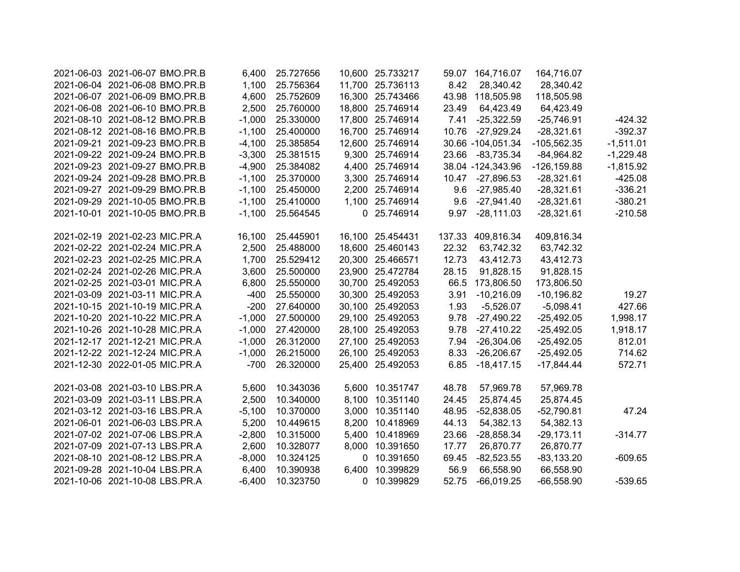| | | | | | | | | | | |
|---|---|---|---|---|---|---|---|---|---|---|
| 2021-06-03 | 2021-06-07 | BMO.PR.B | 6,400 | 25.727656 | 10,600 | 25.733217 | 59.07 | 164,716.07 | 164,716.07 | |
| 2021-06-04 | 2021-06-08 | BMO.PR.B | 1,100 | 25.756364 | 11,700 | 25.736113 | 8.42 | 28,340.42 | 28,340.42 | |
| 2021-06-07 | 2021-06-09 | BMO.PR.B | 4,600 | 25.752609 | 16,300 | 25.743466 | 43.98 | 118,505.98 | 118,505.98 | |
| 2021-06-08 | 2021-06-10 | BMO.PR.B | 2,500 | 25.760000 | 18,800 | 25.746914 | 23.49 | 64,423.49 | 64,423.49 | |
| 2021-08-10 | 2021-08-12 | BMO.PR.B | -1,000 | 25.330000 | 17,800 | 25.746914 | 7.41 | -25,322.59 | -25,746.91 | -424.32 |
| 2021-08-12 | 2021-08-16 | BMO.PR.B | -1,100 | 25.400000 | 16,700 | 25.746914 | 10.76 | -27,929.24 | -28,321.61 | -392.37 |
| 2021-09-21 | 2021-09-23 | BMO.PR.B | -4,100 | 25.385854 | 12,600 | 25.746914 | 30.66 | -104,051.34 | -105,562.35 | -1,511.01 |
| 2021-09-22 | 2021-09-24 | BMO.PR.B | -3,300 | 25.381515 | 9,300 | 25.746914 | 23.66 | -83,735.34 | -84,964.82 | -1,229.48 |
| 2021-09-23 | 2021-09-27 | BMO.PR.B | -4,900 | 25.384082 | 4,400 | 25.746914 | 38.04 | -124,343.96 | -126,159.88 | -1,815.92 |
| 2021-09-24 | 2021-09-28 | BMO.PR.B | -1,100 | 25.370000 | 3,300 | 25.746914 | 10.47 | -27,896.53 | -28,321.61 | -425.08 |
| 2021-09-27 | 2021-09-29 | BMO.PR.B | -1,100 | 25.450000 | 2,200 | 25.746914 | 9.6 | -27,985.40 | -28,321.61 | -336.21 |
| 2021-09-29 | 2021-10-05 | BMO.PR.B | -1,100 | 25.410000 | 1,100 | 25.746914 | 9.6 | -27,941.40 | -28,321.61 | -380.21 |
| 2021-10-01 | 2021-10-05 | BMO.PR.B | -1,100 | 25.564545 | 0 | 25.746914 | 9.97 | -28,111.03 | -28,321.61 | -210.58 |
| | | | | | | | | | | |
| 2021-02-19 | 2021-02-23 | MIC.PR.A | 16,100 | 25.445901 | 16,100 | 25.454431 | 137.33 | 409,816.34 | 409,816.34 | |
| 2021-02-22 | 2021-02-24 | MIC.PR.A | 2,500 | 25.488000 | 18,600 | 25.460143 | 22.32 | 63,742.32 | 63,742.32 | |
| 2021-02-23 | 2021-02-25 | MIC.PR.A | 1,700 | 25.529412 | 20,300 | 25.466571 | 12.73 | 43,412.73 | 43,412.73 | |
| 2021-02-24 | 2021-02-26 | MIC.PR.A | 3,600 | 25.500000 | 23,900 | 25.472784 | 28.15 | 91,828.15 | 91,828.15 | |
| 2021-02-25 | 2021-03-01 | MIC.PR.A | 6,800 | 25.550000 | 30,700 | 25.492053 | 66.5 | 173,806.50 | 173,806.50 | |
| 2021-03-09 | 2021-03-11 | MIC.PR.A | -400 | 25.550000 | 30,300 | 25.492053 | 3.91 | -10,216.09 | -10,196.82 | 19.27 |
| 2021-10-15 | 2021-10-19 | MIC.PR.A | -200 | 27.640000 | 30,100 | 25.492053 | 1.93 | -5,526.07 | -5,098.41 | 427.66 |
| 2021-10-20 | 2021-10-22 | MIC.PR.A | -1,000 | 27.500000 | 29,100 | 25.492053 | 9.78 | -27,490.22 | -25,492.05 | 1,998.17 |
| 2021-10-26 | 2021-10-28 | MIC.PR.A | -1,000 | 27.420000 | 28,100 | 25.492053 | 9.78 | -27,410.22 | -25,492.05 | 1,918.17 |
| 2021-12-17 | 2021-12-21 | MIC.PR.A | -1,000 | 26.312000 | 27,100 | 25.492053 | 7.94 | -26,304.06 | -25,492.05 | 812.01 |
| 2021-12-22 | 2021-12-24 | MIC.PR.A | -1,000 | 26.215000 | 26,100 | 25.492053 | 8.33 | -26,206.67 | -25,492.05 | 714.62 |
| 2021-12-30 | 2022-01-05 | MIC.PR.A | -700 | 26.320000 | 25,400 | 25.492053 | 6.85 | -18,417.15 | -17,844.44 | 572.71 |
| | | | | | | | | | | |
| 2021-03-08 | 2021-03-10 | LBS.PR.A | 5,600 | 10.343036 | 5,600 | 10.351747 | 48.78 | 57,969.78 | 57,969.78 | |
| 2021-03-09 | 2021-03-11 | LBS.PR.A | 2,500 | 10.340000 | 8,100 | 10.351140 | 24.45 | 25,874.45 | 25,874.45 | |
| 2021-03-12 | 2021-03-16 | LBS.PR.A | -5,100 | 10.370000 | 3,000 | 10.351140 | 48.95 | -52,838.05 | -52,790.81 | 47.24 |
| 2021-06-01 | 2021-06-03 | LBS.PR.A | 5,200 | 10.449615 | 8,200 | 10.418969 | 44.13 | 54,382.13 | 54,382.13 | |
| 2021-07-02 | 2021-07-06 | LBS.PR.A | -2,800 | 10.315000 | 5,400 | 10.418969 | 23.66 | -28,858.34 | -29,173.11 | -314.77 |
| 2021-07-09 | 2021-07-13 | LBS.PR.A | 2,600 | 10.328077 | 8,000 | 10.391650 | 17.77 | 26,870.77 | 26,870.77 | |
| 2021-08-10 | 2021-08-12 | LBS.PR.A | -8,000 | 10.324125 | 0 | 10.391650 | 69.45 | -82,523.55 | -83,133.20 | -609.65 |
| 2021-09-28 | 2021-10-04 | LBS.PR.A | 6,400 | 10.390938 | 6,400 | 10.399829 | 56.9 | 66,558.90 | 66,558.90 | |
| 2021-10-06 | 2021-10-08 | LBS.PR.A | -6,400 | 10.323750 | 0 | 10.399829 | 52.75 | -66,019.25 | -66,558.90 | -539.65 |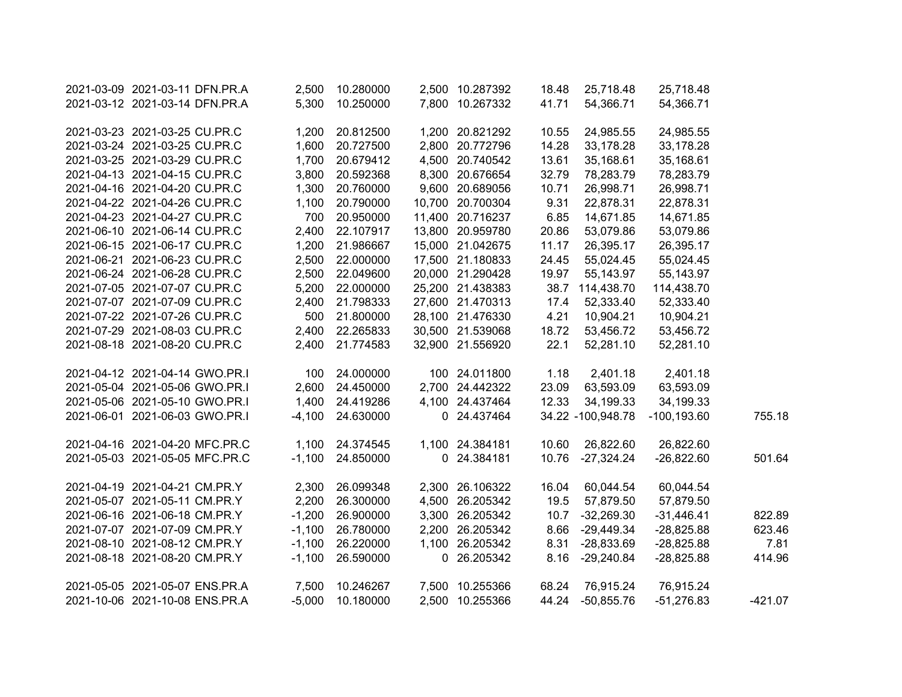| | | | | | | | | | | |
|---|---|---|---|---|---|---|---|---|---|---|
| 2021-03-09 | 2021-03-11 | DFN.PR.A | 2,500 | 10.280000 | 2,500 | 10.287392 | 18.48 | 25,718.48 | 25,718.48 | |
| 2021-03-12 | 2021-03-14 | DFN.PR.A | 5,300 | 10.250000 | 7,800 | 10.267332 | 41.71 | 54,366.71 | 54,366.71 | |
| | | | | | | | | | | |
| 2021-03-23 | 2021-03-25 | CU.PR.C | 1,200 | 20.812500 | 1,200 | 20.821292 | 10.55 | 24,985.55 | 24,985.55 | |
| 2021-03-24 | 2021-03-25 | CU.PR.C | 1,600 | 20.727500 | 2,800 | 20.772796 | 14.28 | 33,178.28 | 33,178.28 | |
| 2021-03-25 | 2021-03-29 | CU.PR.C | 1,700 | 20.679412 | 4,500 | 20.740542 | 13.61 | 35,168.61 | 35,168.61 | |
| 2021-04-13 | 2021-04-15 | CU.PR.C | 3,800 | 20.592368 | 8,300 | 20.676654 | 32.79 | 78,283.79 | 78,283.79 | |
| 2021-04-16 | 2021-04-20 | CU.PR.C | 1,300 | 20.760000 | 9,600 | 20.689056 | 10.71 | 26,998.71 | 26,998.71 | |
| 2021-04-22 | 2021-04-26 | CU.PR.C | 1,100 | 20.790000 | 10,700 | 20.700304 | 9.31 | 22,878.31 | 22,878.31 | |
| 2021-04-23 | 2021-04-27 | CU.PR.C | 700 | 20.950000 | 11,400 | 20.716237 | 6.85 | 14,671.85 | 14,671.85 | |
| 2021-06-10 | 2021-06-14 | CU.PR.C | 2,400 | 22.107917 | 13,800 | 20.959780 | 20.86 | 53,079.86 | 53,079.86 | |
| 2021-06-15 | 2021-06-17 | CU.PR.C | 1,200 | 21.986667 | 15,000 | 21.042675 | 11.17 | 26,395.17 | 26,395.17 | |
| 2021-06-21 | 2021-06-23 | CU.PR.C | 2,500 | 22.000000 | 17,500 | 21.180833 | 24.45 | 55,024.45 | 55,024.45 | |
| 2021-06-24 | 2021-06-28 | CU.PR.C | 2,500 | 22.049600 | 20,000 | 21.290428 | 19.97 | 55,143.97 | 55,143.97 | |
| 2021-07-05 | 2021-07-07 | CU.PR.C | 5,200 | 22.000000 | 25,200 | 21.438383 | 38.7 | 114,438.70 | 114,438.70 | |
| 2021-07-07 | 2021-07-09 | CU.PR.C | 2,400 | 21.798333 | 27,600 | 21.470313 | 17.4 | 52,333.40 | 52,333.40 | |
| 2021-07-22 | 2021-07-26 | CU.PR.C | 500 | 21.800000 | 28,100 | 21.476330 | 4.21 | 10,904.21 | 10,904.21 | |
| 2021-07-29 | 2021-08-03 | CU.PR.C | 2,400 | 22.265833 | 30,500 | 21.539068 | 18.72 | 53,456.72 | 53,456.72 | |
| 2021-08-18 | 2021-08-20 | CU.PR.C | 2,400 | 21.774583 | 32,900 | 21.556920 | 22.1 | 52,281.10 | 52,281.10 | |
| | | | | | | | | | | |
| 2021-04-12 | 2021-04-14 | GWO.PR.I | 100 | 24.000000 | 100 | 24.011800 | 1.18 | 2,401.18 | 2,401.18 | |
| 2021-05-04 | 2021-05-06 | GWO.PR.I | 2,600 | 24.450000 | 2,700 | 24.442322 | 23.09 | 63,593.09 | 63,593.09 | |
| 2021-05-06 | 2021-05-10 | GWO.PR.I | 1,400 | 24.419286 | 4,100 | 24.437464 | 12.33 | 34,199.33 | 34,199.33 | |
| 2021-06-01 | 2021-06-03 | GWO.PR.I | -4,100 | 24.630000 | 0 | 24.437464 | 34.22 | -100,948.78 | -100,193.60 | 755.18 |
| | | | | | | | | | | |
| 2021-04-16 | 2021-04-20 | MFC.PR.C | 1,100 | 24.374545 | 1,100 | 24.384181 | 10.60 | 26,822.60 | 26,822.60 | |
| 2021-05-03 | 2021-05-05 | MFC.PR.C | -1,100 | 24.850000 | 0 | 24.384181 | 10.76 | -27,324.24 | -26,822.60 | 501.64 |
| | | | | | | | | | | |
| 2021-04-19 | 2021-04-21 | CM.PR.Y | 2,300 | 26.099348 | 2,300 | 26.106322 | 16.04 | 60,044.54 | 60,044.54 | |
| 2021-05-07 | 2021-05-11 | CM.PR.Y | 2,200 | 26.300000 | 4,500 | 26.205342 | 19.5 | 57,879.50 | 57,879.50 | |
| 2021-06-16 | 2021-06-18 | CM.PR.Y | -1,200 | 26.900000 | 3,300 | 26.205342 | 10.7 | -32,269.30 | -31,446.41 | 822.89 |
| 2021-07-07 | 2021-07-09 | CM.PR.Y | -1,100 | 26.780000 | 2,200 | 26.205342 | 8.66 | -29,449.34 | -28,825.88 | 623.46 |
| 2021-08-10 | 2021-08-12 | CM.PR.Y | -1,100 | 26.220000 | 1,100 | 26.205342 | 8.31 | -28,833.69 | -28,825.88 | 7.81 |
| 2021-08-18 | 2021-08-20 | CM.PR.Y | -1,100 | 26.590000 | 0 | 26.205342 | 8.16 | -29,240.84 | -28,825.88 | 414.96 |
| | | | | | | | | | | |
| 2021-05-05 | 2021-05-07 | ENS.PR.A | 7,500 | 10.246267 | 7,500 | 10.255366 | 68.24 | 76,915.24 | 76,915.24 | |
| 2021-10-06 | 2021-10-08 | ENS.PR.A | -5,000 | 10.180000 | 2,500 | 10.255366 | 44.24 | -50,855.76 | -51,276.83 | -421.07 |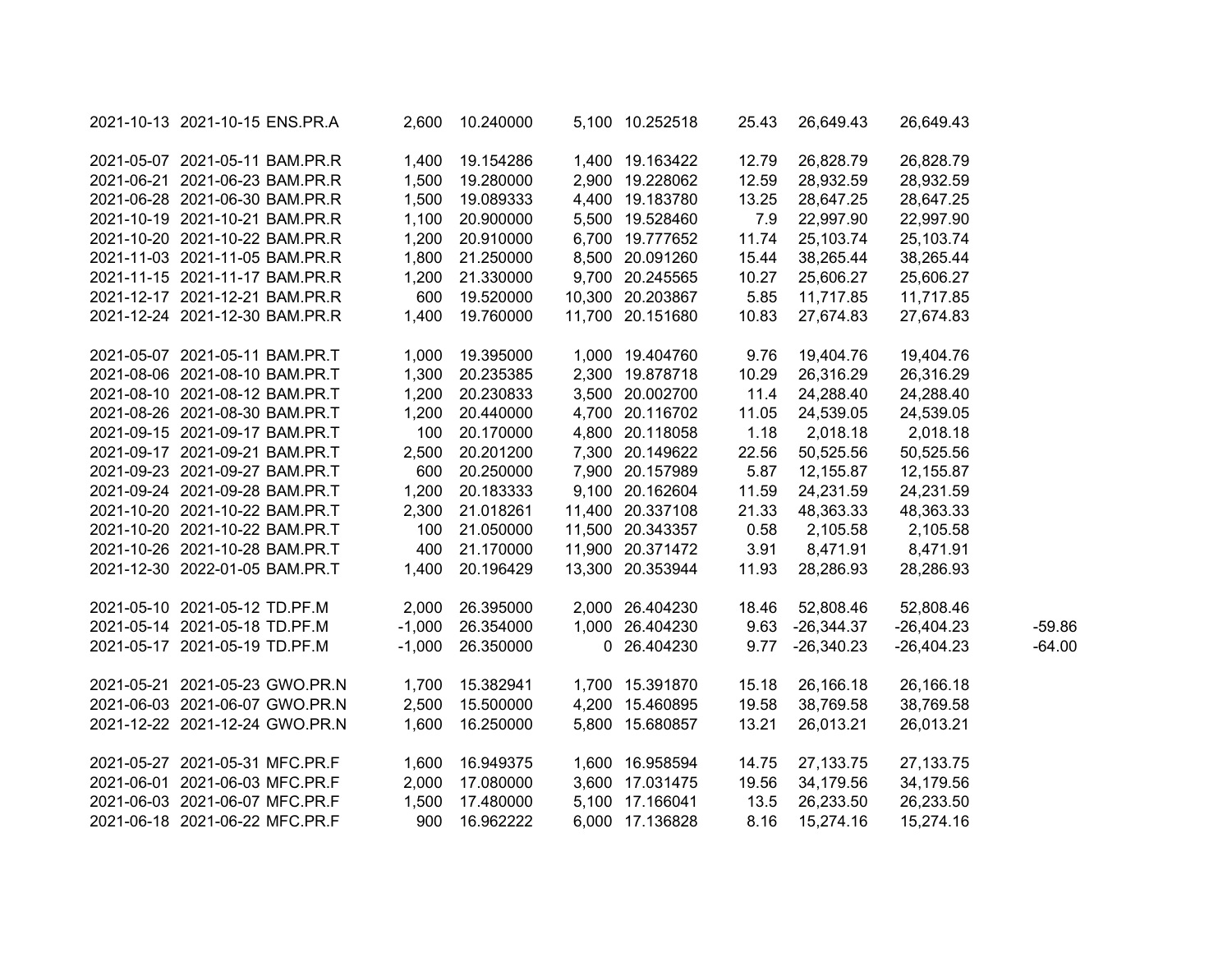| | | | | | | | | | | |
|---|---|---|---|---|---|---|---|---|---|---|
| 2021-10-13 | 2021-10-15 | ENS.PR.A | 2,600 | 10.240000 | 5,100 | 10.252518 | 25.43 | 26,649.43 | 26,649.43 | |
| | | | | | | | | | | |
| 2021-05-07 | 2021-05-11 | BAM.PR.R | 1,400 | 19.154286 | 1,400 | 19.163422 | 12.79 | 26,828.79 | 26,828.79 | |
| 2021-06-21 | 2021-06-23 | BAM.PR.R | 1,500 | 19.280000 | 2,900 | 19.228062 | 12.59 | 28,932.59 | 28,932.59 | |
| 2021-06-28 | 2021-06-30 | BAM.PR.R | 1,500 | 19.089333 | 4,400 | 19.183780 | 13.25 | 28,647.25 | 28,647.25 | |
| 2021-10-19 | 2021-10-21 | BAM.PR.R | 1,100 | 20.900000 | 5,500 | 19.528460 | 7.9 | 22,997.90 | 22,997.90 | |
| 2021-10-20 | 2021-10-22 | BAM.PR.R | 1,200 | 20.910000 | 6,700 | 19.777652 | 11.74 | 25,103.74 | 25,103.74 | |
| 2021-11-03 | 2021-11-05 | BAM.PR.R | 1,800 | 21.250000 | 8,500 | 20.091260 | 15.44 | 38,265.44 | 38,265.44 | |
| 2021-11-15 | 2021-11-17 | BAM.PR.R | 1,200 | 21.330000 | 9,700 | 20.245565 | 10.27 | 25,606.27 | 25,606.27 | |
| 2021-12-17 | 2021-12-21 | BAM.PR.R | 600 | 19.520000 | 10,300 | 20.203867 | 5.85 | 11,717.85 | 11,717.85 | |
| 2021-12-24 | 2021-12-30 | BAM.PR.R | 1,400 | 19.760000 | 11,700 | 20.151680 | 10.83 | 27,674.83 | 27,674.83 | |
| | | | | | | | | | | |
| 2021-05-07 | 2021-05-11 | BAM.PR.T | 1,000 | 19.395000 | 1,000 | 19.404760 | 9.76 | 19,404.76 | 19,404.76 | |
| 2021-08-06 | 2021-08-10 | BAM.PR.T | 1,300 | 20.235385 | 2,300 | 19.878718 | 10.29 | 26,316.29 | 26,316.29 | |
| 2021-08-10 | 2021-08-12 | BAM.PR.T | 1,200 | 20.230833 | 3,500 | 20.002700 | 11.4 | 24,288.40 | 24,288.40 | |
| 2021-08-26 | 2021-08-30 | BAM.PR.T | 1,200 | 20.440000 | 4,700 | 20.116702 | 11.05 | 24,539.05 | 24,539.05 | |
| 2021-09-15 | 2021-09-17 | BAM.PR.T | 100 | 20.170000 | 4,800 | 20.118058 | 1.18 | 2,018.18 | 2,018.18 | |
| 2021-09-17 | 2021-09-21 | BAM.PR.T | 2,500 | 20.201200 | 7,300 | 20.149622 | 22.56 | 50,525.56 | 50,525.56 | |
| 2021-09-23 | 2021-09-27 | BAM.PR.T | 600 | 20.250000 | 7,900 | 20.157989 | 5.87 | 12,155.87 | 12,155.87 | |
| 2021-09-24 | 2021-09-28 | BAM.PR.T | 1,200 | 20.183333 | 9,100 | 20.162604 | 11.59 | 24,231.59 | 24,231.59 | |
| 2021-10-20 | 2021-10-22 | BAM.PR.T | 2,300 | 21.018261 | 11,400 | 20.337108 | 21.33 | 48,363.33 | 48,363.33 | |
| 2021-10-20 | 2021-10-22 | BAM.PR.T | 100 | 21.050000 | 11,500 | 20.343357 | 0.58 | 2,105.58 | 2,105.58 | |
| 2021-10-26 | 2021-10-28 | BAM.PR.T | 400 | 21.170000 | 11,900 | 20.371472 | 3.91 | 8,471.91 | 8,471.91 | |
| 2021-12-30 | 2022-01-05 | BAM.PR.T | 1,400 | 20.196429 | 13,300 | 20.353944 | 11.93 | 28,286.93 | 28,286.93 | |
| | | | | | | | | | | |
| 2021-05-10 | 2021-05-12 | TD.PF.M | 2,000 | 26.395000 | 2,000 | 26.404230 | 18.46 | 52,808.46 | 52,808.46 | |
| 2021-05-14 | 2021-05-18 | TD.PF.M | -1,000 | 26.354000 | 1,000 | 26.404230 | 9.63 | -26,344.37 | -26,404.23 | -59.86 |
| 2021-05-17 | 2021-05-19 | TD.PF.M | -1,000 | 26.350000 | 0 | 26.404230 | 9.77 | -26,340.23 | -26,404.23 | -64.00 |
| | | | | | | | | | | |
| 2021-05-21 | 2021-05-23 | GWO.PR.N | 1,700 | 15.382941 | 1,700 | 15.391870 | 15.18 | 26,166.18 | 26,166.18 | |
| 2021-06-03 | 2021-06-07 | GWO.PR.N | 2,500 | 15.500000 | 4,200 | 15.460895 | 19.58 | 38,769.58 | 38,769.58 | |
| 2021-12-22 | 2021-12-24 | GWO.PR.N | 1,600 | 16.250000 | 5,800 | 15.680857 | 13.21 | 26,013.21 | 26,013.21 | |
| | | | | | | | | | | |
| 2021-05-27 | 2021-05-31 | MFC.PR.F | 1,600 | 16.949375 | 1,600 | 16.958594 | 14.75 | 27,133.75 | 27,133.75 | |
| 2021-06-01 | 2021-06-03 | MFC.PR.F | 2,000 | 17.080000 | 3,600 | 17.031475 | 19.56 | 34,179.56 | 34,179.56 | |
| 2021-06-03 | 2021-06-07 | MFC.PR.F | 1,500 | 17.480000 | 5,100 | 17.166041 | 13.5 | 26,233.50 | 26,233.50 | |
| 2021-06-18 | 2021-06-22 | MFC.PR.F | 900 | 16.962222 | 6,000 | 17.136828 | 8.16 | 15,274.16 | 15,274.16 | |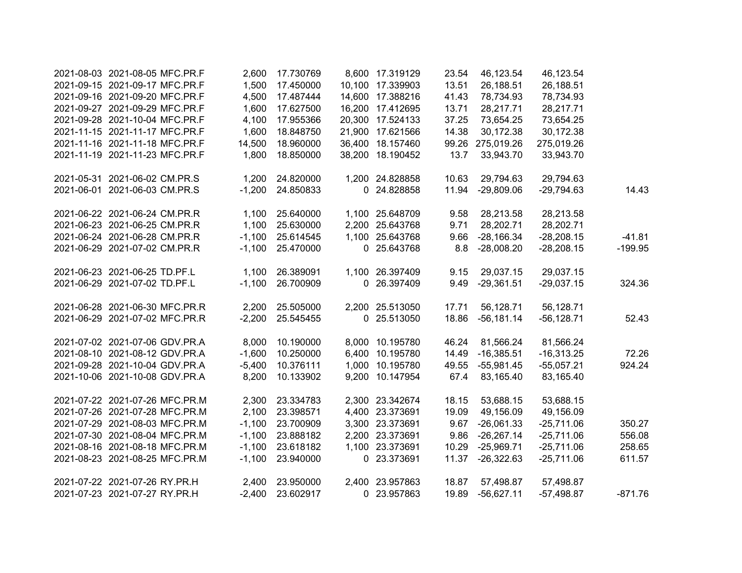| | | | | | | | | | | |
|---|---|---|---|---|---|---|---|---|---|---|
| 2021-08-03 | 2021-08-05 | MFC.PR.F | 2,600 | 17.730769 | 8,600 | 17.319129 | 23.54 | 46,123.54 | 46,123.54 | |
| 2021-09-15 | 2021-09-17 | MFC.PR.F | 1,500 | 17.450000 | 10,100 | 17.339903 | 13.51 | 26,188.51 | 26,188.51 | |
| 2021-09-16 | 2021-09-20 | MFC.PR.F | 4,500 | 17.487444 | 14,600 | 17.388216 | 41.43 | 78,734.93 | 78,734.93 | |
| 2021-09-27 | 2021-09-29 | MFC.PR.F | 1,600 | 17.627500 | 16,200 | 17.412695 | 13.71 | 28,217.71 | 28,217.71 | |
| 2021-09-28 | 2021-10-04 | MFC.PR.F | 4,100 | 17.955366 | 20,300 | 17.524133 | 37.25 | 73,654.25 | 73,654.25 | |
| 2021-11-15 | 2021-11-17 | MFC.PR.F | 1,600 | 18.848750 | 21,900 | 17.621566 | 14.38 | 30,172.38 | 30,172.38 | |
| 2021-11-16 | 2021-11-18 | MFC.PR.F | 14,500 | 18.960000 | 36,400 | 18.157460 | 99.26 | 275,019.26 | 275,019.26 | |
| 2021-11-19 | 2021-11-23 | MFC.PR.F | 1,800 | 18.850000 | 38,200 | 18.190452 | 13.7 | 33,943.70 | 33,943.70 | |
| | | | | | | | | | | |
| 2021-05-31 | 2021-06-02 | CM.PR.S | 1,200 | 24.820000 | 1,200 | 24.828858 | 10.63 | 29,794.63 | 29,794.63 | |
| 2021-06-01 | 2021-06-03 | CM.PR.S | -1,200 | 24.850833 | 0 | 24.828858 | 11.94 | -29,809.06 | -29,794.63 | 14.43 |
| | | | | | | | | | | |
| 2021-06-22 | 2021-06-24 | CM.PR.R | 1,100 | 25.640000 | 1,100 | 25.648709 | 9.58 | 28,213.58 | 28,213.58 | |
| 2021-06-23 | 2021-06-25 | CM.PR.R | 1,100 | 25.630000 | 2,200 | 25.643768 | 9.71 | 28,202.71 | 28,202.71 | |
| 2021-06-24 | 2021-06-28 | CM.PR.R | -1,100 | 25.614545 | 1,100 | 25.643768 | 9.66 | -28,166.34 | -28,208.15 | -41.81 |
| 2021-06-29 | 2021-07-02 | CM.PR.R | -1,100 | 25.470000 | 0 | 25.643768 | 8.8 | -28,008.20 | -28,208.15 | -199.95 |
| | | | | | | | | | | |
| 2021-06-23 | 2021-06-25 | TD.PF.L | 1,100 | 26.389091 | 1,100 | 26.397409 | 9.15 | 29,037.15 | 29,037.15 | |
| 2021-06-29 | 2021-07-02 | TD.PF.L | -1,100 | 26.700909 | 0 | 26.397409 | 9.49 | -29,361.51 | -29,037.15 | 324.36 |
| | | | | | | | | | | |
| 2021-06-28 | 2021-06-30 | MFC.PR.R | 2,200 | 25.505000 | 2,200 | 25.513050 | 17.71 | 56,128.71 | 56,128.71 | |
| 2021-06-29 | 2021-07-02 | MFC.PR.R | -2,200 | 25.545455 | 0 | 25.513050 | 18.86 | -56,181.14 | -56,128.71 | 52.43 |
| | | | | | | | | | | |
| 2021-07-02 | 2021-07-06 | GDV.PR.A | 8,000 | 10.190000 | 8,000 | 10.195780 | 46.24 | 81,566.24 | 81,566.24 | |
| 2021-08-10 | 2021-08-12 | GDV.PR.A | -1,600 | 10.250000 | 6,400 | 10.195780 | 14.49 | -16,385.51 | -16,313.25 | 72.26 |
| 2021-09-28 | 2021-10-04 | GDV.PR.A | -5,400 | 10.376111 | 1,000 | 10.195780 | 49.55 | -55,981.45 | -55,057.21 | 924.24 |
| 2021-10-06 | 2021-10-08 | GDV.PR.A | 8,200 | 10.133902 | 9,200 | 10.147954 | 67.4 | 83,165.40 | 83,165.40 | |
| | | | | | | | | | | |
| 2021-07-22 | 2021-07-26 | MFC.PR.M | 2,300 | 23.334783 | 2,300 | 23.342674 | 18.15 | 53,688.15 | 53,688.15 | |
| 2021-07-26 | 2021-07-28 | MFC.PR.M | 2,100 | 23.398571 | 4,400 | 23.373691 | 19.09 | 49,156.09 | 49,156.09 | |
| 2021-07-29 | 2021-08-03 | MFC.PR.M | -1,100 | 23.700909 | 3,300 | 23.373691 | 9.67 | -26,061.33 | -25,711.06 | 350.27 |
| 2021-07-30 | 2021-08-04 | MFC.PR.M | -1,100 | 23.888182 | 2,200 | 23.373691 | 9.86 | -26,267.14 | -25,711.06 | 556.08 |
| 2021-08-16 | 2021-08-18 | MFC.PR.M | -1,100 | 23.618182 | 1,100 | 23.373691 | 10.29 | -25,969.71 | -25,711.06 | 258.65 |
| 2021-08-23 | 2021-08-25 | MFC.PR.M | -1,100 | 23.940000 | 0 | 23.373691 | 11.37 | -26,322.63 | -25,711.06 | 611.57 |
| | | | | | | | | | | |
| 2021-07-22 | 2021-07-26 | RY.PR.H | 2,400 | 23.950000 | 2,400 | 23.957863 | 18.87 | 57,498.87 | 57,498.87 | |
| 2021-07-23 | 2021-07-27 | RY.PR.H | -2,400 | 23.602917 | 0 | 23.957863 | 19.89 | -56,627.11 | -57,498.87 | -871.76 |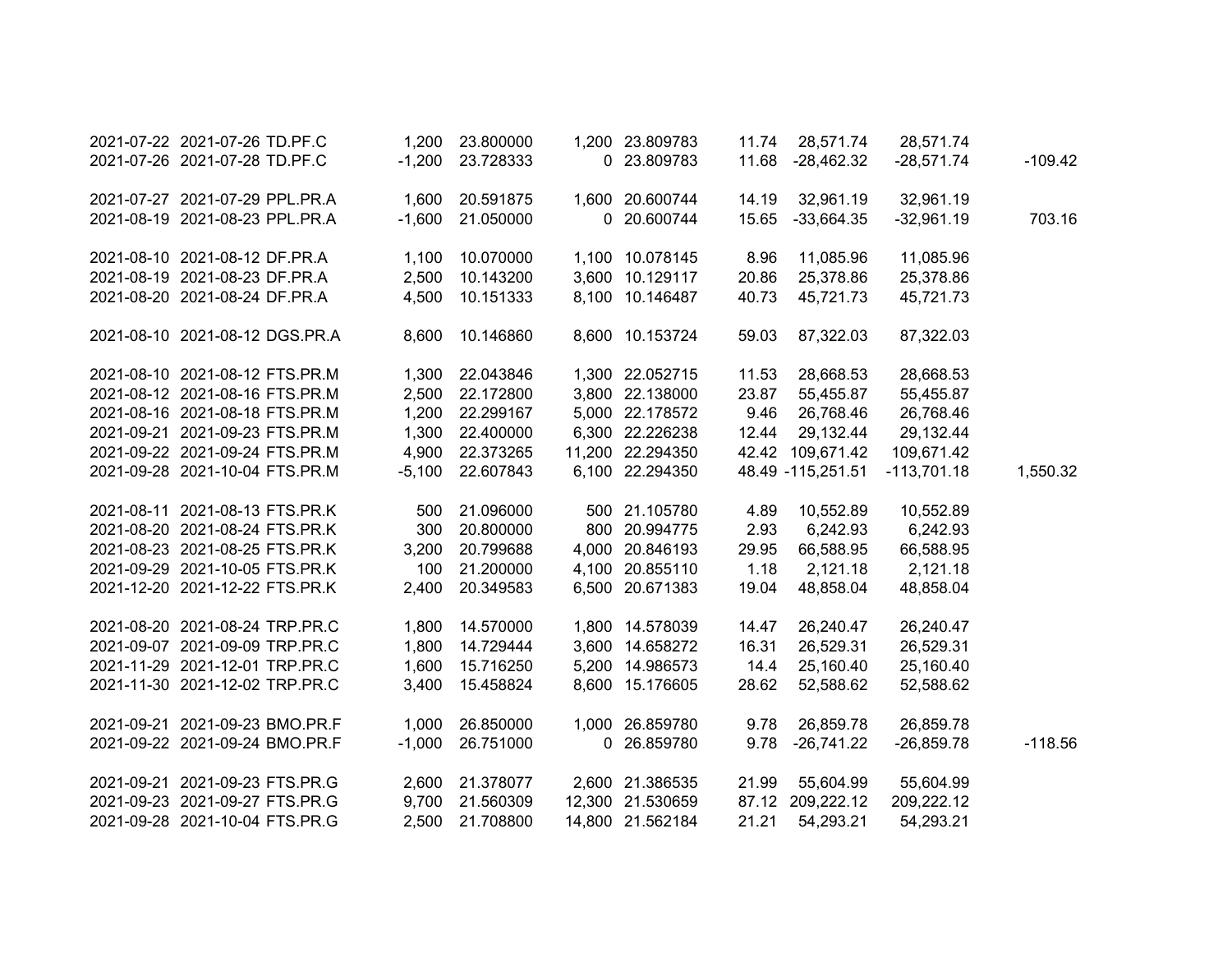|  |  |  |  |  |  |  |  |  |  |  |
|---|---|---|---|---|---|---|---|---|---|---|
| 2021-07-22 | 2021-07-26 | TD.PF.C | 1,200 | 23.800000 | 1,200 | 23.809783 | 11.74 | 28,571.74 | 28,571.74 |  |
| 2021-07-26 | 2021-07-28 | TD.PF.C | -1,200 | 23.728333 | 0 | 23.809783 | 11.68 | -28,462.32 | -28,571.74 | -109.42 |
|  |  |  |  |  |  |  |  |  |  |  |
| 2021-07-27 | 2021-07-29 | PPL.PR.A | 1,600 | 20.591875 | 1,600 | 20.600744 | 14.19 | 32,961.19 | 32,961.19 |  |
| 2021-08-19 | 2021-08-23 | PPL.PR.A | -1,600 | 21.050000 | 0 | 20.600744 | 15.65 | -33,664.35 | -32,961.19 | 703.16 |
|  |  |  |  |  |  |  |  |  |  |  |
| 2021-08-10 | 2021-08-12 | DF.PR.A | 1,100 | 10.070000 | 1,100 | 10.078145 | 8.96 | 11,085.96 | 11,085.96 |  |
| 2021-08-19 | 2021-08-23 | DF.PR.A | 2,500 | 10.143200 | 3,600 | 10.129117 | 20.86 | 25,378.86 | 25,378.86 |  |
| 2021-08-20 | 2021-08-24 | DF.PR.A | 4,500 | 10.151333 | 8,100 | 10.146487 | 40.73 | 45,721.73 | 45,721.73 |  |
|  |  |  |  |  |  |  |  |  |  |  |
| 2021-08-10 | 2021-08-12 | DGS.PR.A | 8,600 | 10.146860 | 8,600 | 10.153724 | 59.03 | 87,322.03 | 87,322.03 |  |
|  |  |  |  |  |  |  |  |  |  |  |
| 2021-08-10 | 2021-08-12 | FTS.PR.M | 1,300 | 22.043846 | 1,300 | 22.052715 | 11.53 | 28,668.53 | 28,668.53 |  |
| 2021-08-12 | 2021-08-16 | FTS.PR.M | 2,500 | 22.172800 | 3,800 | 22.138000 | 23.87 | 55,455.87 | 55,455.87 |  |
| 2021-08-16 | 2021-08-18 | FTS.PR.M | 1,200 | 22.299167 | 5,000 | 22.178572 | 9.46 | 26,768.46 | 26,768.46 |  |
| 2021-09-21 | 2021-09-23 | FTS.PR.M | 1,300 | 22.400000 | 6,300 | 22.226238 | 12.44 | 29,132.44 | 29,132.44 |  |
| 2021-09-22 | 2021-09-24 | FTS.PR.M | 4,900 | 22.373265 | 11,200 | 22.294350 | 42.42 | 109,671.42 | 109,671.42 |  |
| 2021-09-28 | 2021-10-04 | FTS.PR.M | -5,100 | 22.607843 | 6,100 | 22.294350 | 48.49 | -115,251.51 | -113,701.18 | 1,550.32 |
|  |  |  |  |  |  |  |  |  |  |  |
| 2021-08-11 | 2021-08-13 | FTS.PR.K | 500 | 21.096000 | 500 | 21.105780 | 4.89 | 10,552.89 | 10,552.89 |  |
| 2021-08-20 | 2021-08-24 | FTS.PR.K | 300 | 20.800000 | 800 | 20.994775 | 2.93 | 6,242.93 | 6,242.93 |  |
| 2021-08-23 | 2021-08-25 | FTS.PR.K | 3,200 | 20.799688 | 4,000 | 20.846193 | 29.95 | 66,588.95 | 66,588.95 |  |
| 2021-09-29 | 2021-10-05 | FTS.PR.K | 100 | 21.200000 | 4,100 | 20.855110 | 1.18 | 2,121.18 | 2,121.18 |  |
| 2021-12-20 | 2021-12-22 | FTS.PR.K | 2,400 | 20.349583 | 6,500 | 20.671383 | 19.04 | 48,858.04 | 48,858.04 |  |
|  |  |  |  |  |  |  |  |  |  |  |
| 2021-08-20 | 2021-08-24 | TRP.PR.C | 1,800 | 14.570000 | 1,800 | 14.578039 | 14.47 | 26,240.47 | 26,240.47 |  |
| 2021-09-07 | 2021-09-09 | TRP.PR.C | 1,800 | 14.729444 | 3,600 | 14.658272 | 16.31 | 26,529.31 | 26,529.31 |  |
| 2021-11-29 | 2021-12-01 | TRP.PR.C | 1,600 | 15.716250 | 5,200 | 14.986573 | 14.4 | 25,160.40 | 25,160.40 |  |
| 2021-11-30 | 2021-12-02 | TRP.PR.C | 3,400 | 15.458824 | 8,600 | 15.176605 | 28.62 | 52,588.62 | 52,588.62 |  |
|  |  |  |  |  |  |  |  |  |  |  |
| 2021-09-21 | 2021-09-23 | BMO.PR.F | 1,000 | 26.850000 | 1,000 | 26.859780 | 9.78 | 26,859.78 | 26,859.78 |  |
| 2021-09-22 | 2021-09-24 | BMO.PR.F | -1,000 | 26.751000 | 0 | 26.859780 | 9.78 | -26,741.22 | -26,859.78 | -118.56 |
|  |  |  |  |  |  |  |  |  |  |  |
| 2021-09-21 | 2021-09-23 | FTS.PR.G | 2,600 | 21.378077 | 2,600 | 21.386535 | 21.99 | 55,604.99 | 55,604.99 |  |
| 2021-09-23 | 2021-09-27 | FTS.PR.G | 9,700 | 21.560309 | 12,300 | 21.530659 | 87.12 | 209,222.12 | 209,222.12 |  |
| 2021-09-28 | 2021-10-04 | FTS.PR.G | 2,500 | 21.708800 | 14,800 | 21.562184 | 21.21 | 54,293.21 | 54,293.21 |  |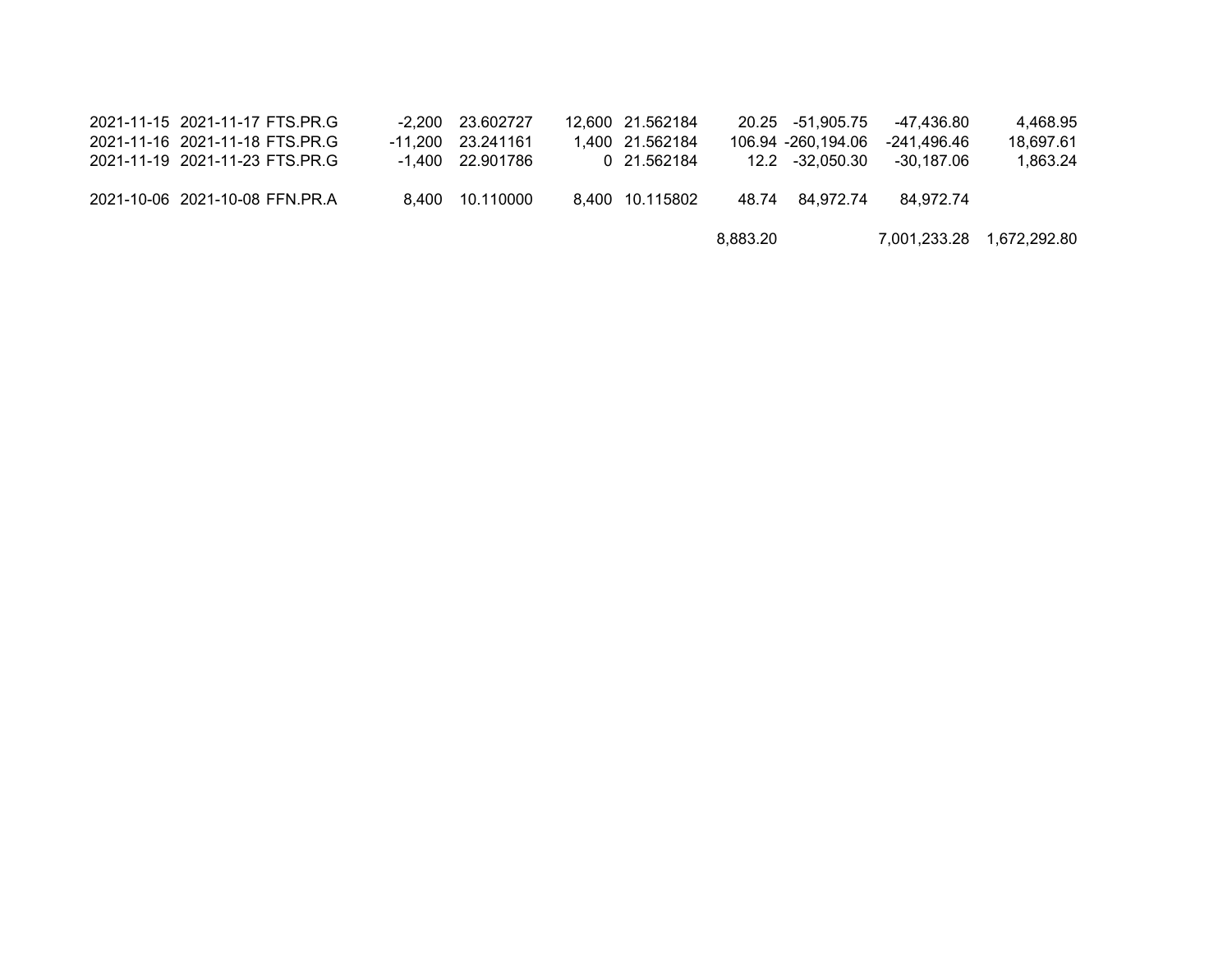| | | | | | | | | | | |
|---|---|---|---|---|---|---|---|---|---|---|
| 2021-11-15 | 2021-11-17 | FTS.PR.G | -2,200 | 23.602727 | 12,600 | 21.562184 | 20.25 | -51,905.75 | -47,436.80 | 4,468.95 |
| 2021-11-16 | 2021-11-18 | FTS.PR.G | -11,200 | 23.241161 | 1,400 | 21.562184 | 106.94 | -260,194.06 | -241,496.46 | 18,697.61 |
| 2021-11-19 | 2021-11-23 | FTS.PR.G | -1,400 | 22.901786 | 0 | 21.562184 | 12.2 | -32,050.30 | -30,187.06 | 1,863.24 |
| | | | | | | | | | | |
| 2021-10-06 | 2021-10-08 | FFN.PR.A | 8,400 | 10.110000 | 8,400 | 10.115802 | 48.74 | 84,972.74 | 84,972.74 | |
| | | | | | | | | | | |
| | | | | | | | 8,883.20 | | 7,001,233.28 | 1,672,292.80 |